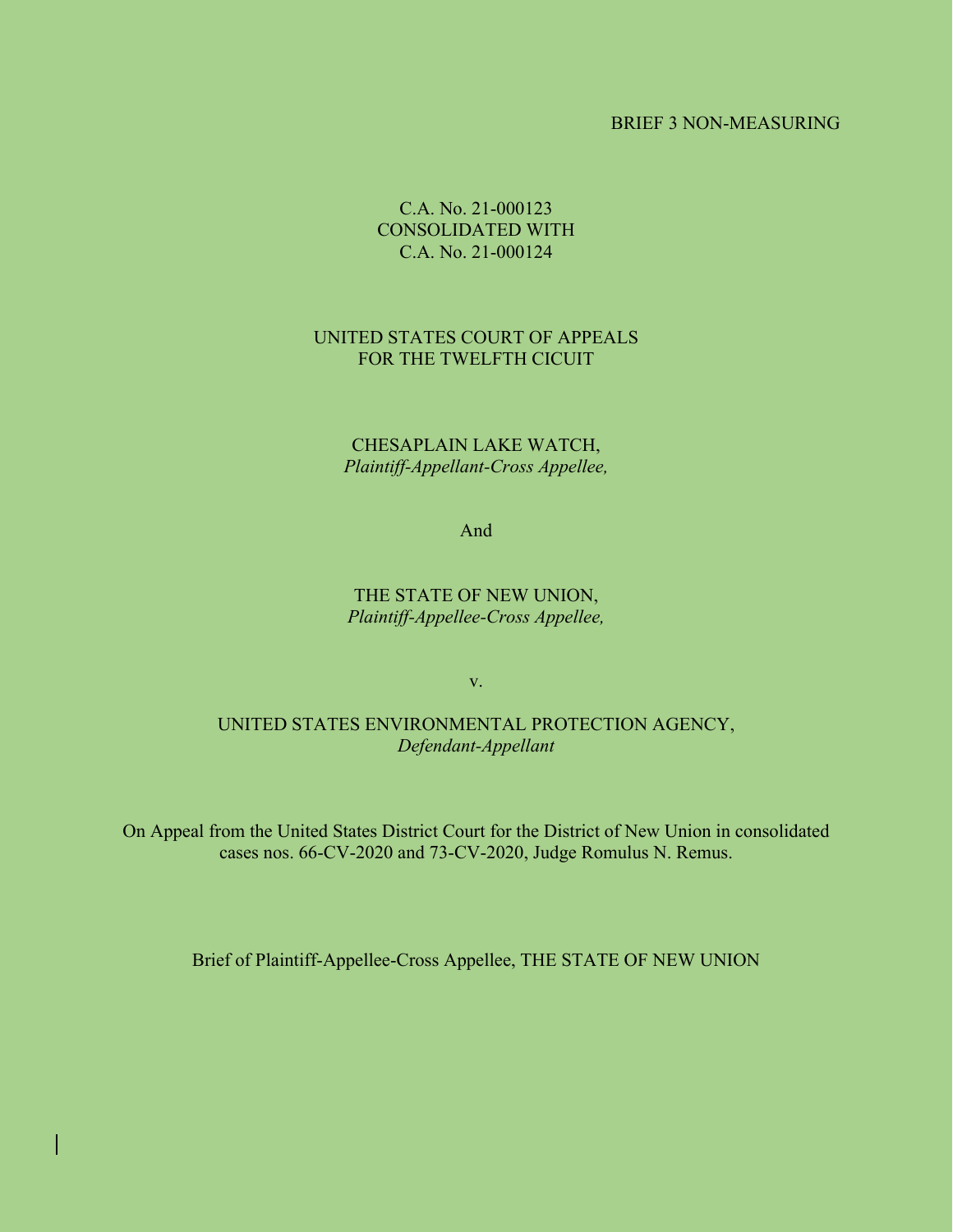BRIEF 3 NON-MEASURING

C.A. No. 21-000123
CONSOLIDATED WITH
C.A. No. 21-000124

UNITED STATES COURT OF APPEALS
FOR THE TWELFTH CICUIT

CHESAPLAIN LAKE WATCH,
*Plaintiff-Appellant-Cross Appellee,*

And

THE STATE OF NEW UNION,
*Plaintiff-Appellee-Cross Appellee,*

v.

UNITED STATES ENVIRONMENTAL PROTECTION AGENCY,
*Defendant-Appellant*

On Appeal from the United States District Court for the District of New Union in consolidated cases nos. 66-CV-2020 and 73-CV-2020, Judge Romulus N. Remus.

Brief of Plaintiff-Appellee-Cross Appellee, THE STATE OF NEW UNION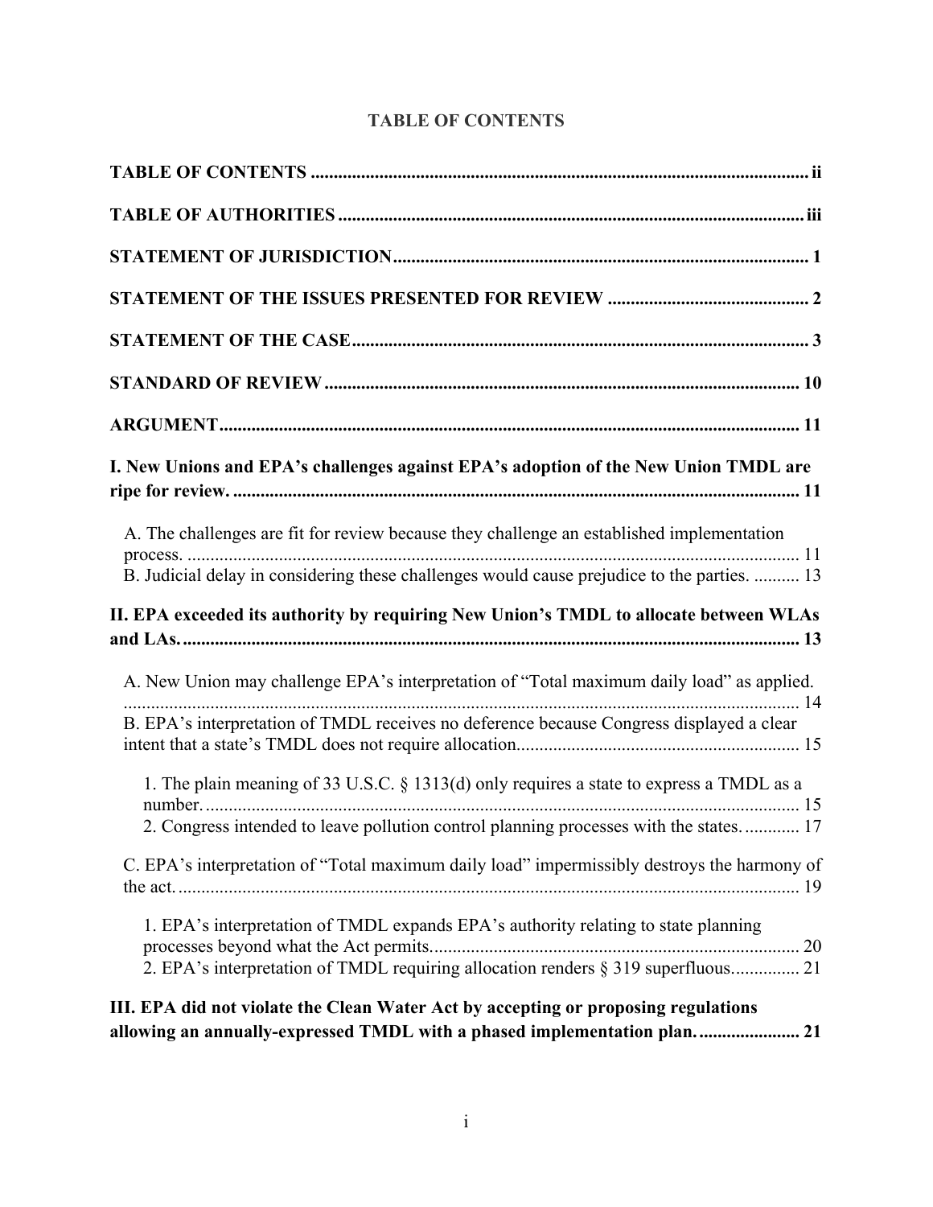## TABLE OF CONTENTS

**TABLE OF CONTENTS** ..... ii

**TABLE OF AUTHORITIES** ..... iii

**STATEMENT OF JURISDICTION** ..... 1

**STATEMENT OF THE ISSUES PRESENTED FOR REVIEW** ..... 2

**STATEMENT OF THE CASE** ..... 3

**STANDARD OF REVIEW** ..... 10

**ARGUMENT** ..... 11

**I. New Unions and EPA's challenges against EPA's adoption of the New Union TMDL are ripe for review.** ..... 11

- A. The challenges are fit for review because they challenge an established implementation process. ..... 11
- B. Judicial delay in considering these challenges would cause prejudice to the parties. ..... 13

**II. EPA exceeded its authority by requiring New Union's TMDL to allocate between WLAs and LAs.** ..... 13

- A. New Union may challenge EPA's interpretation of "Total maximum daily load" as applied. ..... 14
- B. EPA's interpretation of TMDL receives no deference because Congress displayed a clear intent that a state's TMDL does not require allocation. ..... 15
  - 1. The plain meaning of 33 U.S.C. § 1313(d) only requires a state to express a TMDL as a number. ..... 15
  - 2. Congress intended to leave pollution control planning processes with the states. ..... 17
- C. EPA's interpretation of "Total maximum daily load" impermissibly destroys the harmony of the act. ..... 19
  - 1. EPA's interpretation of TMDL expands EPA's authority relating to state planning processes beyond what the Act permits. ..... 20
  - 2. EPA's interpretation of TMDL requiring allocation renders § 319 superfluous. ..... 21

**III. EPA did not violate the Clean Water Act by accepting or proposing regulations allowing an annually-expressed TMDL with a phased implementation plan.** ..... 21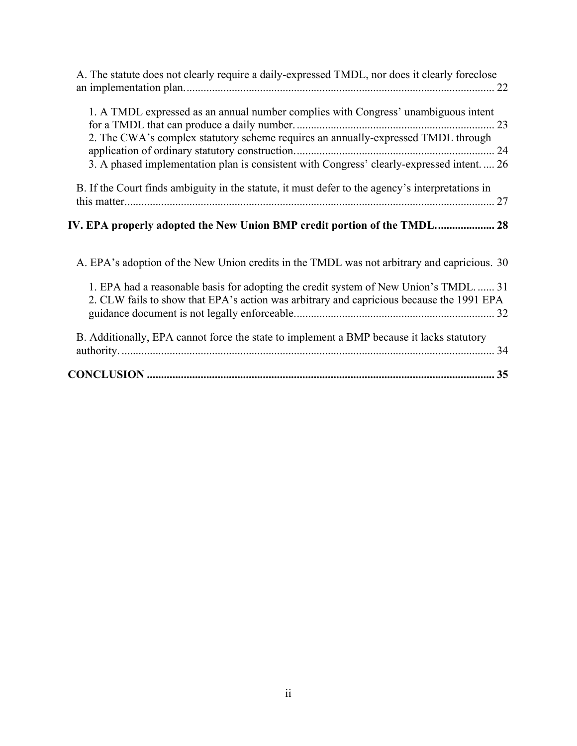A. The statute does not clearly require a daily-expressed TMDL, nor does it clearly foreclose an implementation plan. 22

1. A TMDL expressed as an annual number complies with Congress' unambiguous intent for a TMDL that can produce a daily number. 23
2. The CWA's complex statutory scheme requires an annually-expressed TMDL through application of ordinary statutory construction. 24
3. A phased implementation plan is consistent with Congress' clearly-expressed intent. 26

B. If the Court finds ambiguity in the statute, it must defer to the agency's interpretations in this matter. 27

**IV. EPA properly adopted the New Union BMP credit portion of the TMDL. 28**

A. EPA's adoption of the New Union credits in the TMDL was not arbitrary and capricious. 30

1. EPA had a reasonable basis for adopting the credit system of New Union's TMDL. 31
2. CLW fails to show that EPA's action was arbitrary and capricious because the 1991 EPA guidance document is not legally enforceable. 32

B. Additionally, EPA cannot force the state to implement a BMP because it lacks statutory authority. 34

**CONCLUSION 35**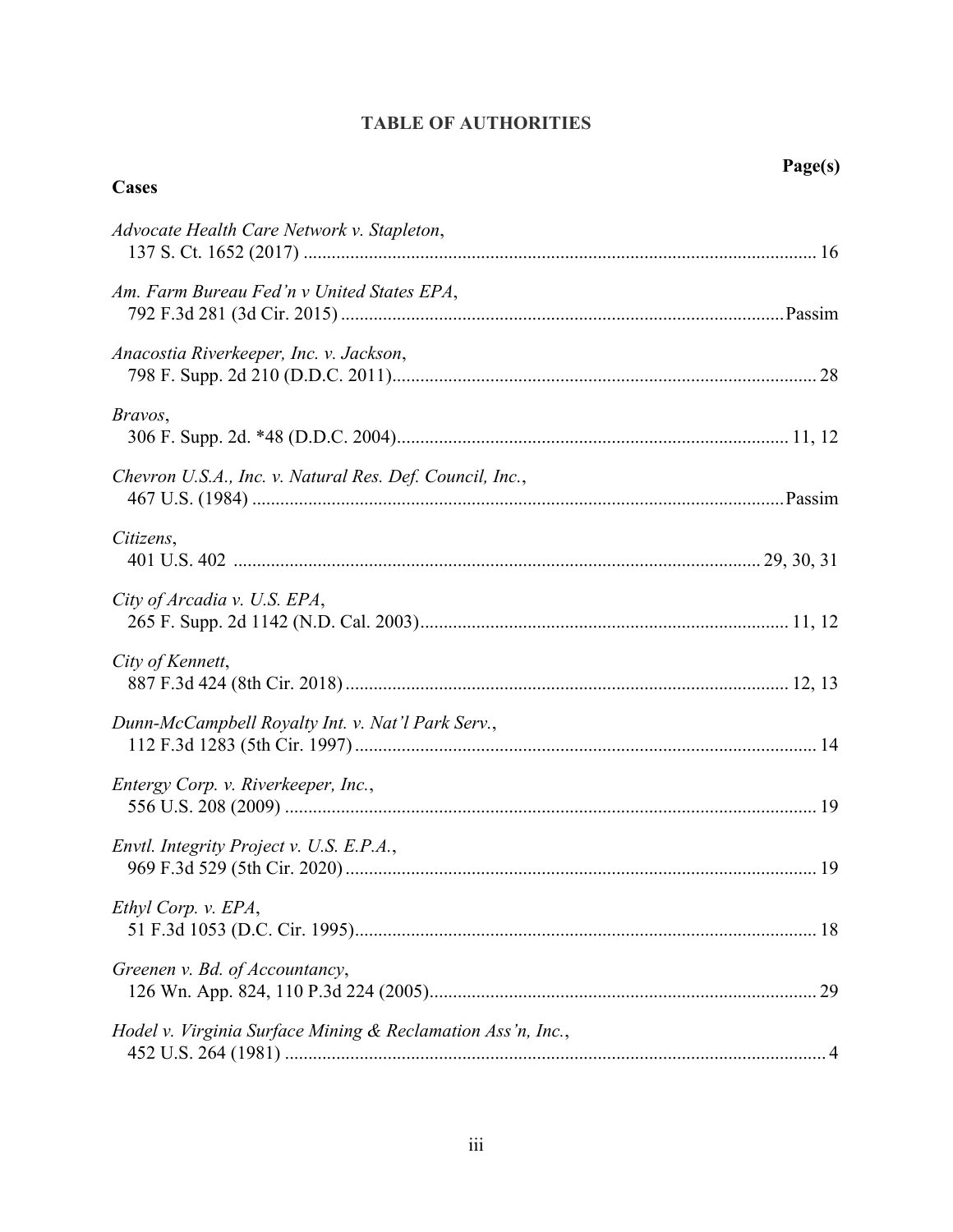## TABLE OF AUTHORITIES

**Page(s)**

**Cases**

*Advocate Health Care Network v. Stapleton*,
137 S. Ct. 1652 (2017) .......... 16

*Am. Farm Bureau Fed'n v United States EPA*,
792 F.3d 281 (3d Cir. 2015) .......... Passim

*Anacostia Riverkeeper, Inc. v. Jackson*,
798 F. Supp. 2d 210 (D.D.C. 2011) .......... 28

*Bravos*,
306 F. Supp. 2d. *48 (D.D.C. 2004) .......... 11, 12

*Chevron U.S.A., Inc. v. Natural Res. Def. Council, Inc.*,
467 U.S. (1984) .......... Passim

*Citizens*,
401 U.S. 402 .......... 29, 30, 31

*City of Arcadia v. U.S. EPA*,
265 F. Supp. 2d 1142 (N.D. Cal. 2003) .......... 11, 12

*City of Kennett*,
887 F.3d 424 (8th Cir. 2018) .......... 12, 13

*Dunn-McCampbell Royalty Int. v. Nat'l Park Serv.*,
112 F.3d 1283 (5th Cir. 1997) .......... 14

*Entergy Corp. v. Riverkeeper, Inc.*,
556 U.S. 208 (2009) .......... 19

*Envtl. Integrity Project v. U.S. E.P.A.*,
969 F.3d 529 (5th Cir. 2020) .......... 19

*Ethyl Corp. v. EPA*,
51 F.3d 1053 (D.C. Cir. 1995) .......... 18

*Greenen v. Bd. of Accountancy*,
126 Wn. App. 824, 110 P.3d 224 (2005) .......... 29

*Hodel v. Virginia Surface Mining & Reclamation Ass'n, Inc.*,
452 U.S. 264 (1981) .......... 4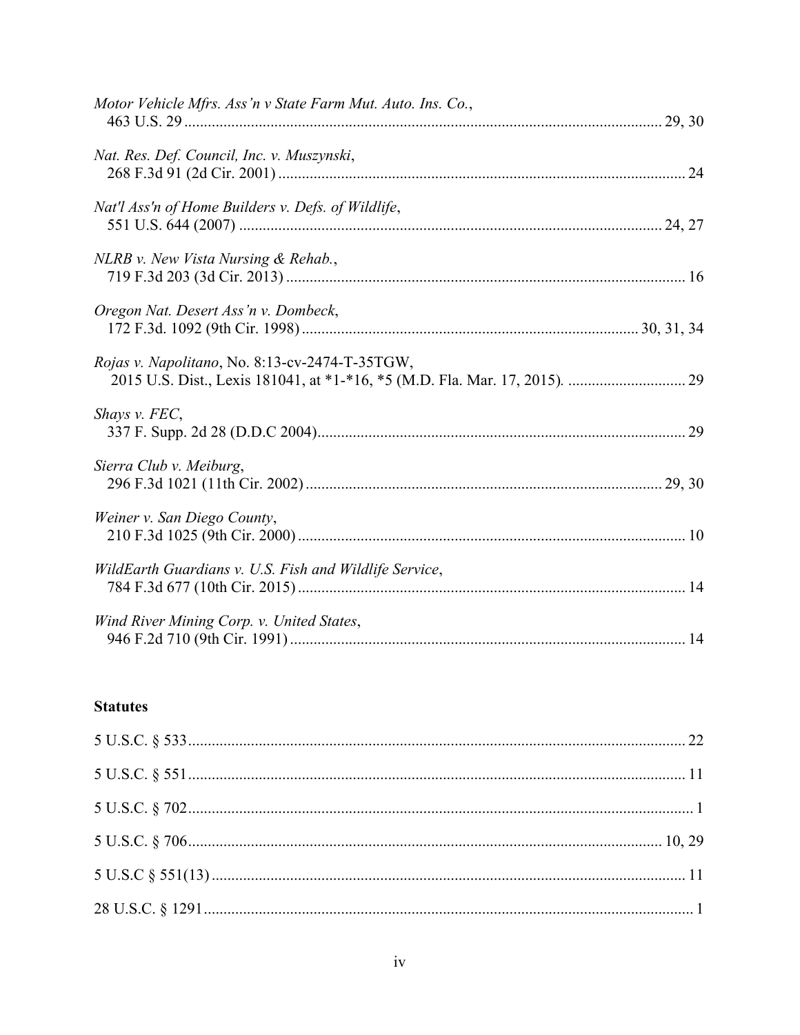*Motor Vehicle Mfrs. Ass'n v State Farm Mut. Auto. Ins. Co.*,
463 U.S. 29 .......... 29, 30

*Nat. Res. Def. Council, Inc. v. Muszynski*,
268 F.3d 91 (2d Cir. 2001) .......... 24

*Nat'l Ass'n of Home Builders v. Defs. of Wildlife*,
551 U.S. 644 (2007) .......... 24, 27

*NLRB v. New Vista Nursing & Rehab.*,
719 F.3d 203 (3d Cir. 2013) .......... 16

*Oregon Nat. Desert Ass'n v. Dombeck*,
172 F.3d. 1092 (9th Cir. 1998) .......... 30, 31, 34

*Rojas v. Napolitano*, No. 8:13-cv-2474-T-35TGW,
2015 U.S. Dist., Lexis 181041, at *1-*16, *5 (M.D. Fla. Mar. 17, 2015). .......... 29

*Shays v. FEC*,
337 F. Supp. 2d 28 (D.D.C 2004) .......... 29

*Sierra Club v. Meiburg*,
296 F.3d 1021 (11th Cir. 2002) .......... 29, 30

*Weiner v. San Diego County*,
210 F.3d 1025 (9th Cir. 2000) .......... 10

*WildEarth Guardians v. U.S. Fish and Wildlife Service*,
784 F.3d 677 (10th Cir. 2015) .......... 14

*Wind River Mining Corp. v. United States*,
946 F.2d 710 (9th Cir. 1991) .......... 14

**Statutes**

5 U.S.C. § 533 .......... 22

5 U.S.C. § 551 .......... 11

5 U.S.C. § 702 .......... 1

5 U.S.C. § 706 .......... 10, 29

5 U.S.C § 551(13) .......... 11

28 U.S.C. § 1291 .......... 1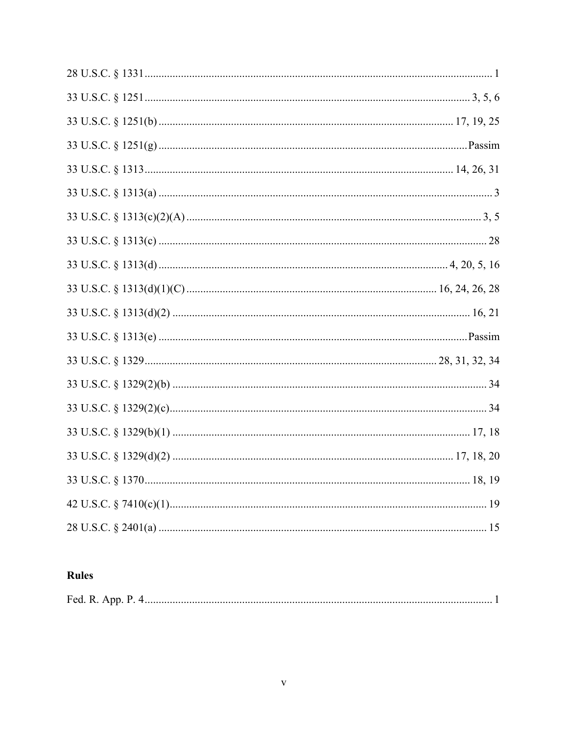28 U.S.C. § 1331 .......................................................................................................................... 1

33 U.S.C. § 1251 ................................................................................................................... 3, 5, 6

33 U.S.C. § 1251(b) ........................................................................................................ 17, 19, 25

33 U.S.C. § 1251(g) ............................................................................................................ Passim

33 U.S.C. § 1313 ............................................................................................................ 14, 26, 31

33 U.S.C. § 1313(a) ...................................................................................................................... 3

33 U.S.C. § 1313(c)(2)(A) ........................................................................................................ 3, 5

33 U.S.C. § 1313(c) .................................................................................................................... 28

33 U.S.C. § 1313(d) ...................................................................................................... 4, 20, 5, 16

33 U.S.C. § 1313(d)(1)(C) ........................................................................................ 16, 24, 26, 28

33 U.S.C. § 1313(d)(2) ........................................................................................................... 16, 21

33 U.S.C. § 1313(e) ............................................................................................................ Passim

33 U.S.C. § 1329 ........................................................................................................ 28, 31, 32, 34

33 U.S.C. § 1329(2)(b) ................................................................................................................ 34

33 U.S.C. § 1329(2)(c) ................................................................................................................. 34

33 U.S.C. § 1329(b)(1) .......................................................................................................... 17, 18

33 U.S.C. § 1329(d)(2) ...................................................................................................... 17, 18, 20

33 U.S.C. § 1370 ..................................................................................................................... 18, 19

42 U.S.C. § 7410(c)(1) ................................................................................................................. 19

28 U.S.C. § 2401(a) ..................................................................................................................... 15

**Rules**

Fed. R. App. P. 4 ............................................................................................................................ 1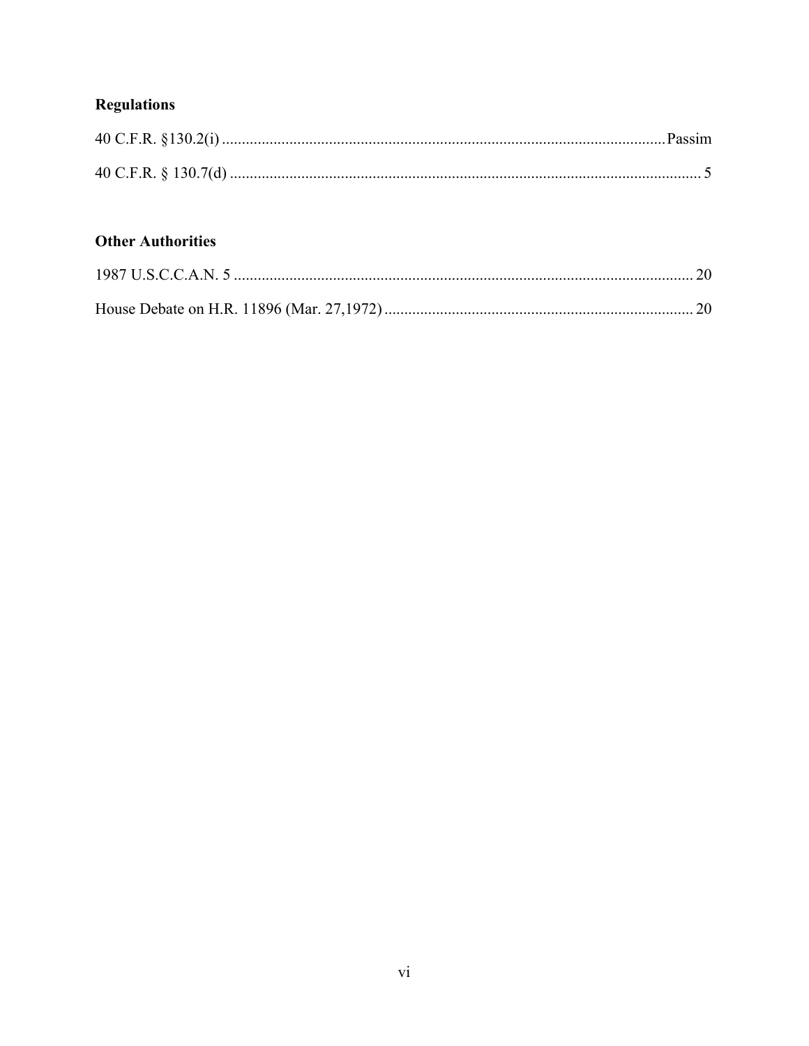## Regulations

40 C.F.R. §130.2(i) .................................................................................................................Passim

40 C.F.R. § 130.7(d) ...................................................................................................................... 5

## Other Authorities

1987 U.S.C.C.A.N. 5 ................................................................................................................... 20

House Debate on H.R. 11896 (Mar. 27,1972) ............................................................................. 20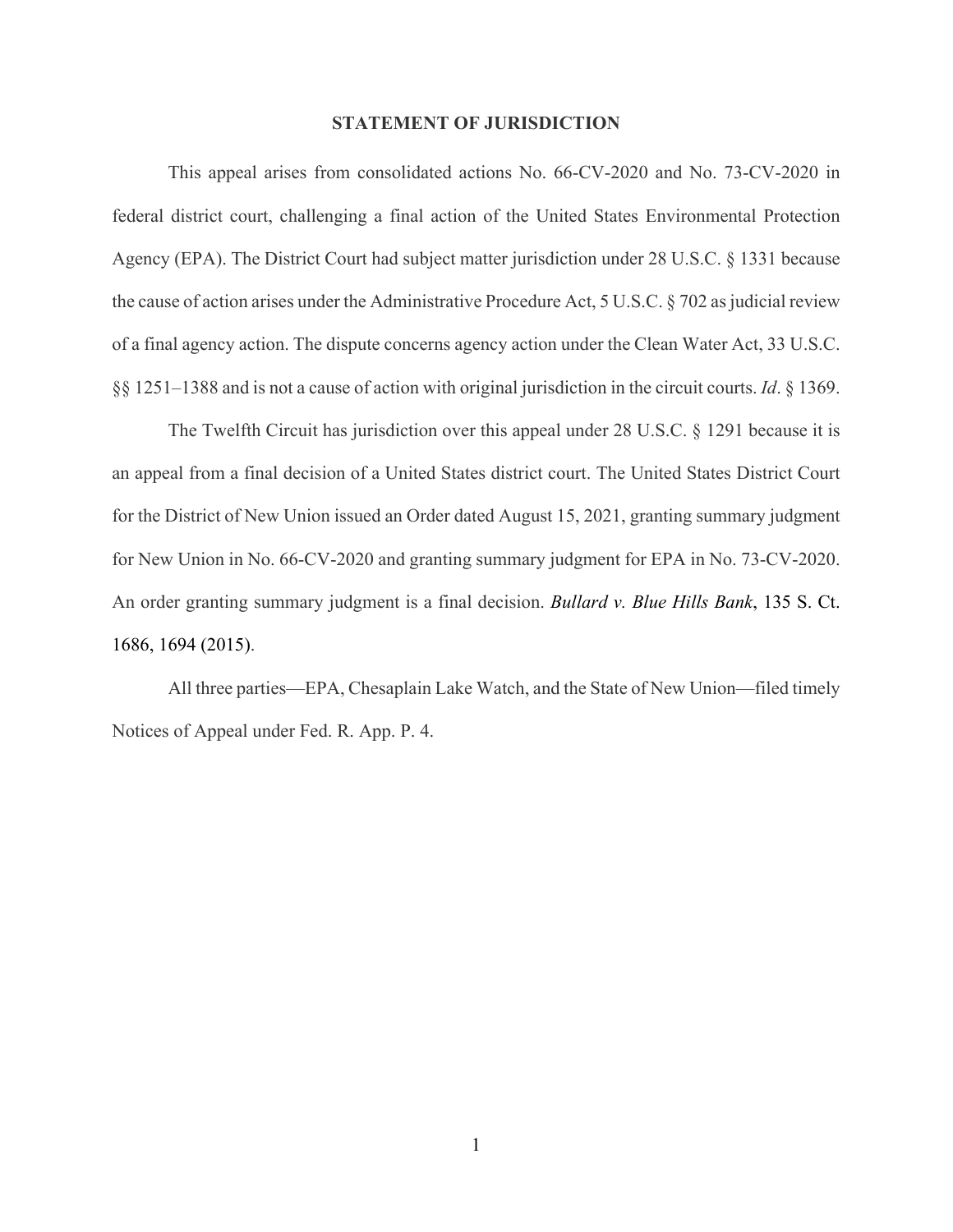## STATEMENT OF JURISDICTION

This appeal arises from consolidated actions No. 66-CV-2020 and No. 73-CV-2020 in federal district court, challenging a final action of the United States Environmental Protection Agency (EPA). The District Court had subject matter jurisdiction under 28 U.S.C. § 1331 because the cause of action arises under the Administrative Procedure Act, 5 U.S.C. § 702 as judicial review of a final agency action. The dispute concerns agency action under the Clean Water Act, 33 U.S.C. §§ 1251–1388 and is not a cause of action with original jurisdiction in the circuit courts. *Id*. § 1369.

The Twelfth Circuit has jurisdiction over this appeal under 28 U.S.C. § 1291 because it is an appeal from a final decision of a United States district court. The United States District Court for the District of New Union issued an Order dated August 15, 2021, granting summary judgment for New Union in No. 66-CV-2020 and granting summary judgment for EPA in No. 73-CV-2020. An order granting summary judgment is a final decision. ***Bullard v. Blue Hills Bank***, 135 S. Ct. 1686, 1694 (2015).

All three parties—EPA, Chesaplain Lake Watch, and the State of New Union—filed timely Notices of Appeal under Fed. R. App. P. 4.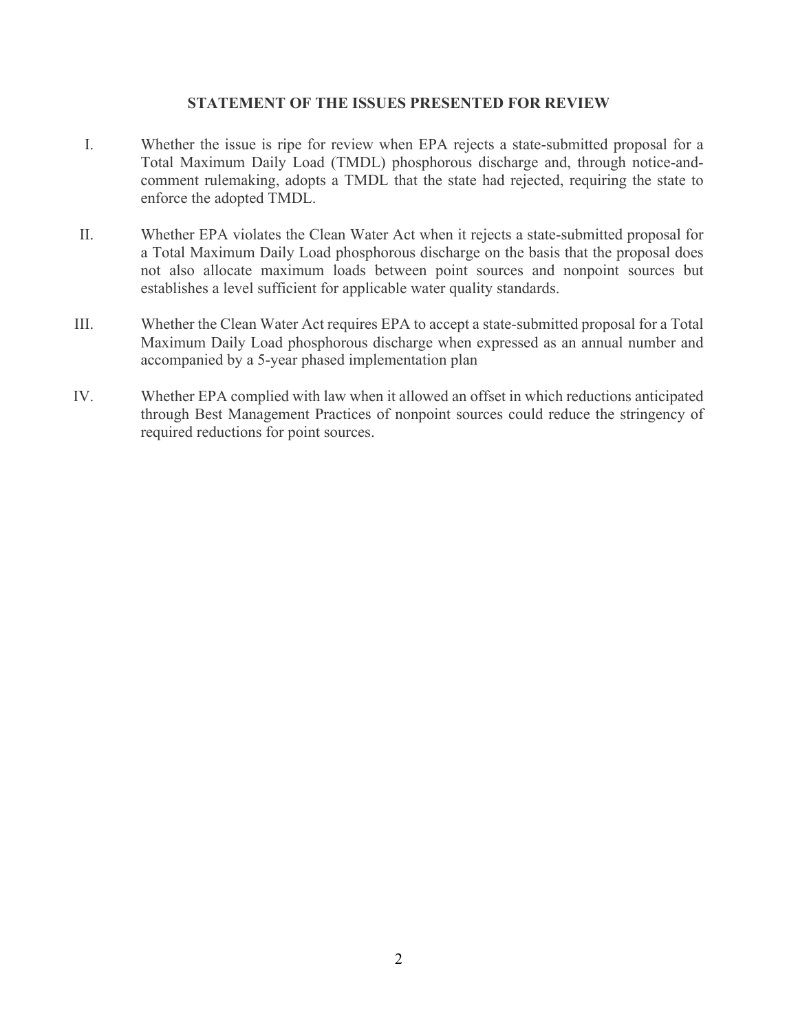## STATEMENT OF THE ISSUES PRESENTED FOR REVIEW

I. Whether the issue is ripe for review when EPA rejects a state-submitted proposal for a Total Maximum Daily Load (TMDL) phosphorous discharge and, through notice-and-comment rulemaking, adopts a TMDL that the state had rejected, requiring the state to enforce the adopted TMDL.

II. Whether EPA violates the Clean Water Act when it rejects a state-submitted proposal for a Total Maximum Daily Load phosphorous discharge on the basis that the proposal does not also allocate maximum loads between point sources and nonpoint sources but establishes a level sufficient for applicable water quality standards.

III. Whether the Clean Water Act requires EPA to accept a state-submitted proposal for a Total Maximum Daily Load phosphorous discharge when expressed as an annual number and accompanied by a 5-year phased implementation plan

IV. Whether EPA complied with law when it allowed an offset in which reductions anticipated through Best Management Practices of nonpoint sources could reduce the stringency of required reductions for point sources.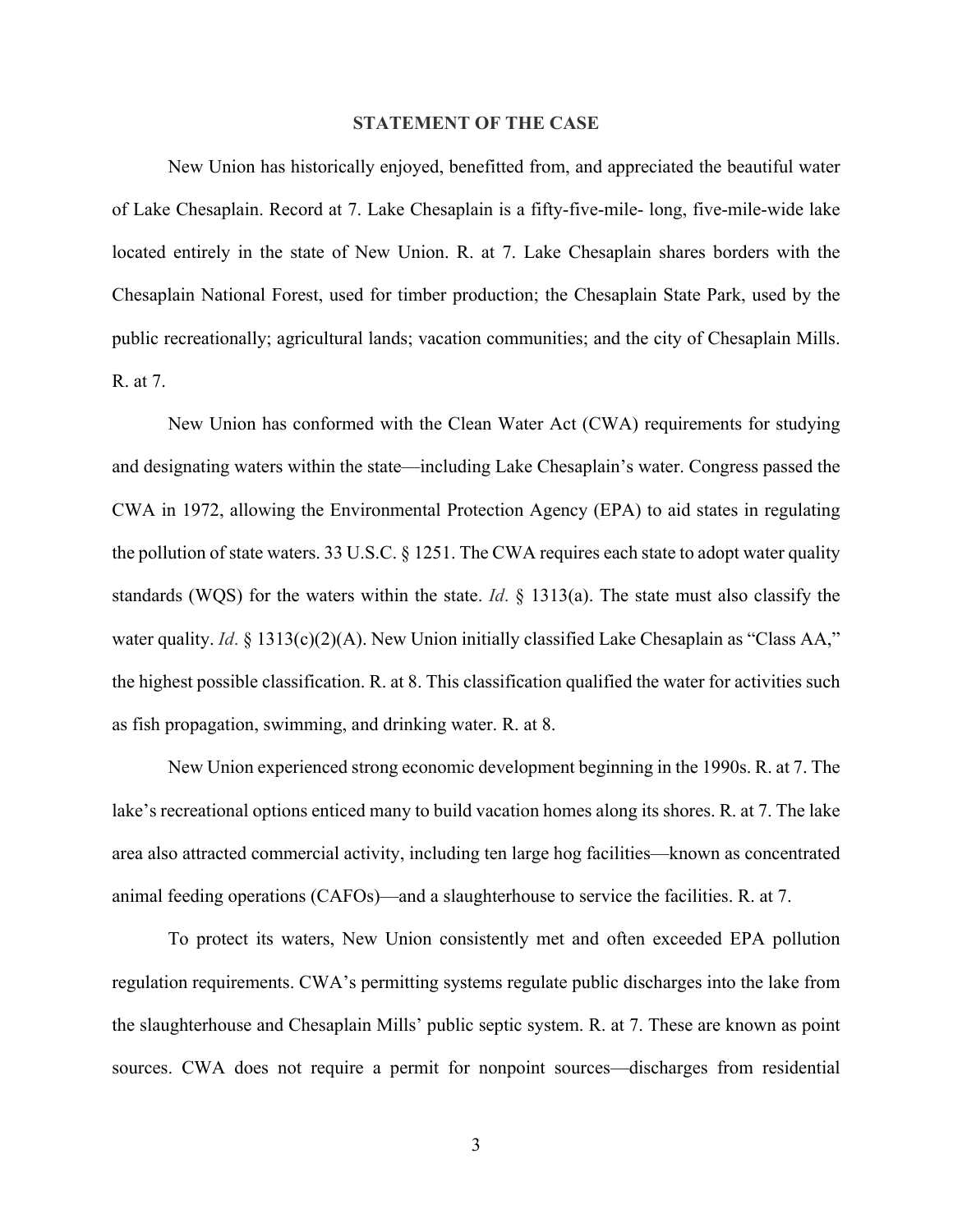## STATEMENT OF THE CASE

New Union has historically enjoyed, benefitted from, and appreciated the beautiful water of Lake Chesaplain. Record at 7. Lake Chesaplain is a fifty-five-mile- long, five-mile-wide lake located entirely in the state of New Union. R. at 7. Lake Chesaplain shares borders with the Chesaplain National Forest, used for timber production; the Chesaplain State Park, used by the public recreationally; agricultural lands; vacation communities; and the city of Chesaplain Mills. R. at 7.

New Union has conformed with the Clean Water Act (CWA) requirements for studying and designating waters within the state—including Lake Chesaplain's water. Congress passed the CWA in 1972, allowing the Environmental Protection Agency (EPA) to aid states in regulating the pollution of state waters. 33 U.S.C. § 1251. The CWA requires each state to adopt water quality standards (WQS) for the waters within the state. *Id*. § 1313(a). The state must also classify the water quality. *Id*. § 1313(c)(2)(A). New Union initially classified Lake Chesaplain as "Class AA," the highest possible classification. R. at 8. This classification qualified the water for activities such as fish propagation, swimming, and drinking water. R. at 8.

New Union experienced strong economic development beginning in the 1990s. R. at 7. The lake's recreational options enticed many to build vacation homes along its shores. R. at 7. The lake area also attracted commercial activity, including ten large hog facilities—known as concentrated animal feeding operations (CAFOs)—and a slaughterhouse to service the facilities. R. at 7.

To protect its waters, New Union consistently met and often exceeded EPA pollution regulation requirements. CWA's permitting systems regulate public discharges into the lake from the slaughterhouse and Chesaplain Mills' public septic system. R. at 7. These are known as point sources. CWA does not require a permit for nonpoint sources—discharges from residential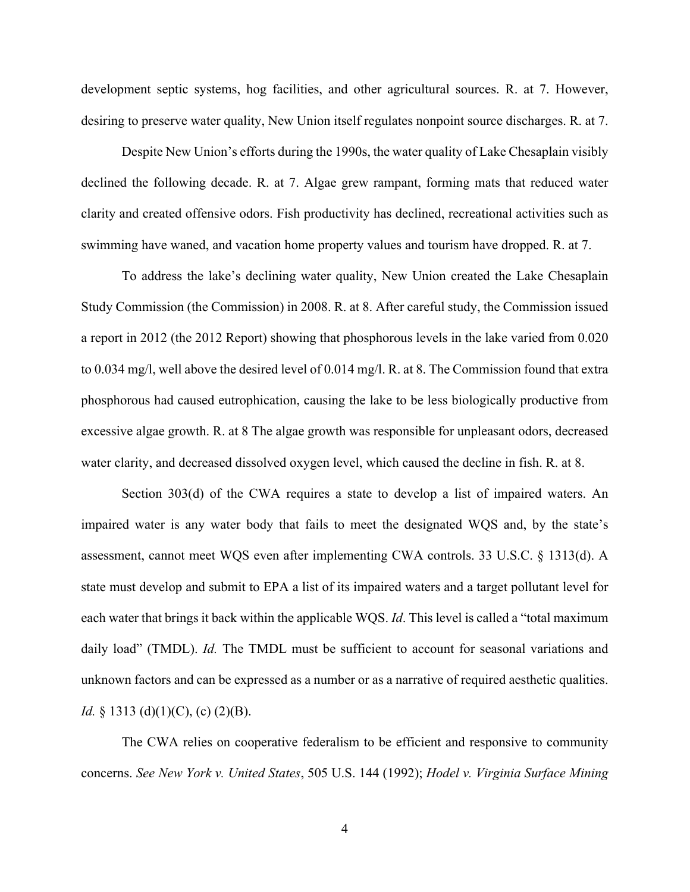development septic systems, hog facilities, and other agricultural sources. R. at 7. However, desiring to preserve water quality, New Union itself regulates nonpoint source discharges. R. at 7.

Despite New Union's efforts during the 1990s, the water quality of Lake Chesaplain visibly declined the following decade. R. at 7. Algae grew rampant, forming mats that reduced water clarity and created offensive odors. Fish productivity has declined, recreational activities such as swimming have waned, and vacation home property values and tourism have dropped. R. at 7.

To address the lake's declining water quality, New Union created the Lake Chesaplain Study Commission (the Commission) in 2008. R. at 8. After careful study, the Commission issued a report in 2012 (the 2012 Report) showing that phosphorous levels in the lake varied from 0.020 to 0.034 mg/l, well above the desired level of 0.014 mg/l. R. at 8. The Commission found that extra phosphorous had caused eutrophication, causing the lake to be less biologically productive from excessive algae growth. R. at 8 The algae growth was responsible for unpleasant odors, decreased water clarity, and decreased dissolved oxygen level, which caused the decline in fish. R. at 8.

Section 303(d) of the CWA requires a state to develop a list of impaired waters. An impaired water is any water body that fails to meet the designated WQS and, by the state's assessment, cannot meet WQS even after implementing CWA controls. 33 U.S.C. § 1313(d). A state must develop and submit to EPA a list of its impaired waters and a target pollutant level for each water that brings it back within the applicable WQS. *Id*. This level is called a "total maximum daily load" (TMDL). *Id.* The TMDL must be sufficient to account for seasonal variations and unknown factors and can be expressed as a number or as a narrative of required aesthetic qualities. *Id.* § 1313 (d)(1)(C), (c) (2)(B).

The CWA relies on cooperative federalism to be efficient and responsive to community concerns. *See New York v. United States*, 505 U.S. 144 (1992); *Hodel v. Virginia Surface Mining*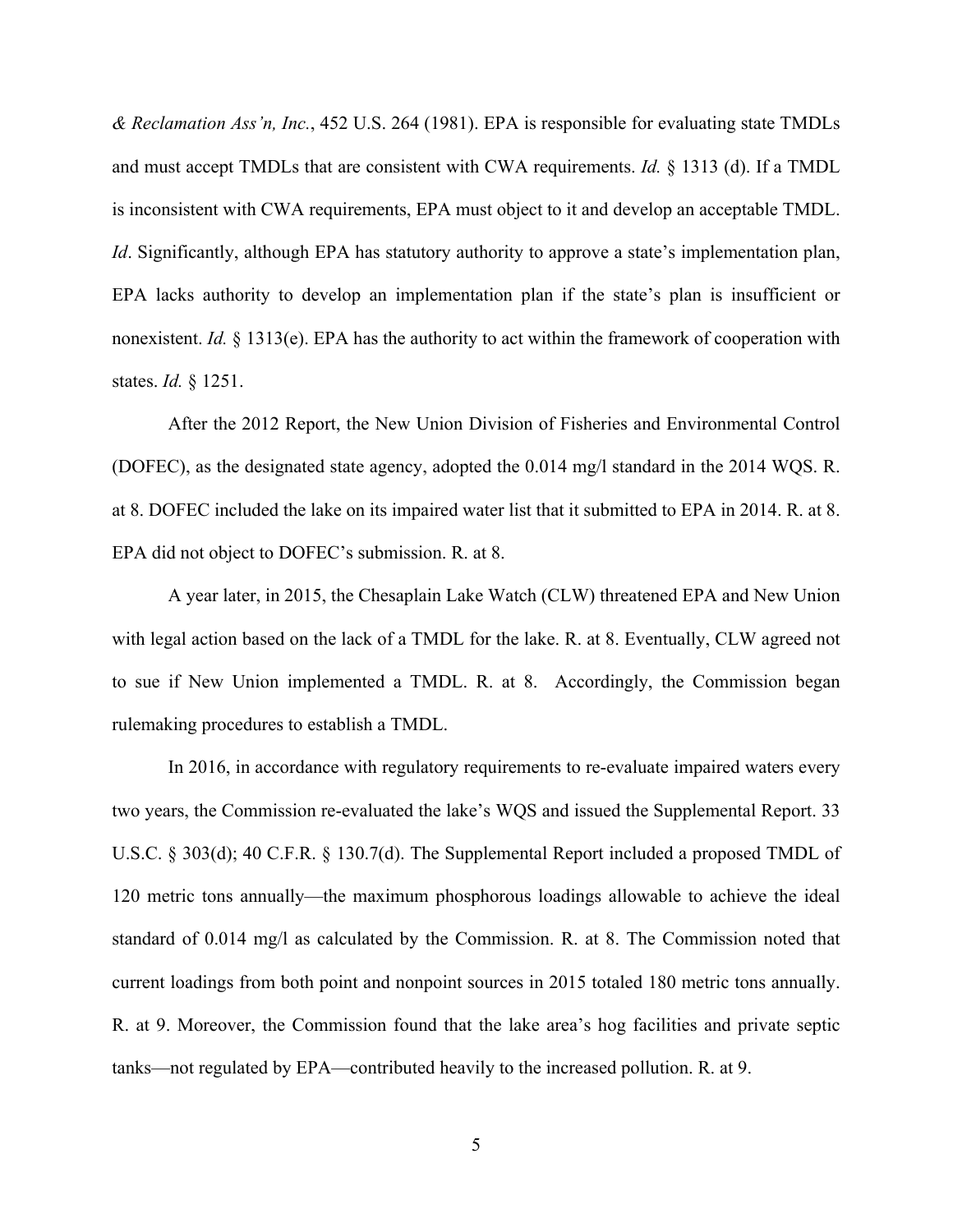*& Reclamation Ass'n, Inc.*, 452 U.S. 264 (1981). EPA is responsible for evaluating state TMDLs and must accept TMDLs that are consistent with CWA requirements. *Id.* § 1313 (d). If a TMDL is inconsistent with CWA requirements, EPA must object to it and develop an acceptable TMDL. *Id*. Significantly, although EPA has statutory authority to approve a state's implementation plan, EPA lacks authority to develop an implementation plan if the state's plan is insufficient or nonexistent. *Id.* § 1313(e). EPA has the authority to act within the framework of cooperation with states. *Id.* § 1251.

After the 2012 Report, the New Union Division of Fisheries and Environmental Control (DOFEC), as the designated state agency, adopted the 0.014 mg/l standard in the 2014 WQS. R. at 8. DOFEC included the lake on its impaired water list that it submitted to EPA in 2014. R. at 8. EPA did not object to DOFEC's submission. R. at 8.

A year later, in 2015, the Chesaplain Lake Watch (CLW) threatened EPA and New Union with legal action based on the lack of a TMDL for the lake. R. at 8. Eventually, CLW agreed not to sue if New Union implemented a TMDL. R. at 8. Accordingly, the Commission began rulemaking procedures to establish a TMDL.

In 2016, in accordance with regulatory requirements to re-evaluate impaired waters every two years, the Commission re-evaluated the lake's WQS and issued the Supplemental Report. 33 U.S.C. § 303(d); 40 C.F.R. § 130.7(d). The Supplemental Report included a proposed TMDL of 120 metric tons annually—the maximum phosphorous loadings allowable to achieve the ideal standard of 0.014 mg/l as calculated by the Commission. R. at 8. The Commission noted that current loadings from both point and nonpoint sources in 2015 totaled 180 metric tons annually. R. at 9. Moreover, the Commission found that the lake area's hog facilities and private septic tanks—not regulated by EPA—contributed heavily to the increased pollution. R. at 9.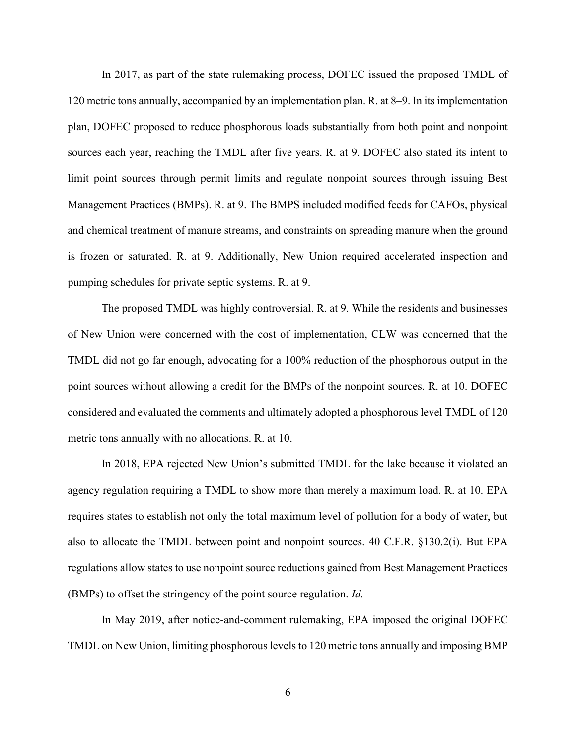In 2017, as part of the state rulemaking process, DOFEC issued the proposed TMDL of 120 metric tons annually, accompanied by an implementation plan. R. at 8–9. In its implementation plan, DOFEC proposed to reduce phosphorous loads substantially from both point and nonpoint sources each year, reaching the TMDL after five years. R. at 9. DOFEC also stated its intent to limit point sources through permit limits and regulate nonpoint sources through issuing Best Management Practices (BMPs). R. at 9. The BMPS included modified feeds for CAFOs, physical and chemical treatment of manure streams, and constraints on spreading manure when the ground is frozen or saturated. R. at 9. Additionally, New Union required accelerated inspection and pumping schedules for private septic systems. R. at 9.

The proposed TMDL was highly controversial. R. at 9. While the residents and businesses of New Union were concerned with the cost of implementation, CLW was concerned that the TMDL did not go far enough, advocating for a 100% reduction of the phosphorous output in the point sources without allowing a credit for the BMPs of the nonpoint sources. R. at 10. DOFEC considered and evaluated the comments and ultimately adopted a phosphorous level TMDL of 120 metric tons annually with no allocations. R. at 10.

In 2018, EPA rejected New Union's submitted TMDL for the lake because it violated an agency regulation requiring a TMDL to show more than merely a maximum load. R. at 10. EPA requires states to establish not only the total maximum level of pollution for a body of water, but also to allocate the TMDL between point and nonpoint sources. 40 C.F.R. §130.2(i). But EPA regulations allow states to use nonpoint source reductions gained from Best Management Practices (BMPs) to offset the stringency of the point source regulation. *Id.*

In May 2019, after notice-and-comment rulemaking, EPA imposed the original DOFEC TMDL on New Union, limiting phosphorous levels to 120 metric tons annually and imposing BMP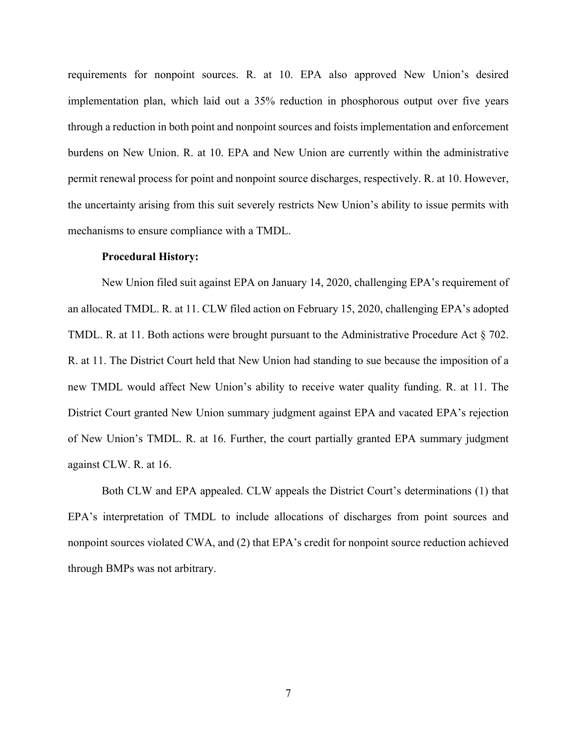requirements for nonpoint sources. R. at 10. EPA also approved New Union's desired implementation plan, which laid out a 35% reduction in phosphorous output over five years through a reduction in both point and nonpoint sources and foists implementation and enforcement burdens on New Union. R. at 10. EPA and New Union are currently within the administrative permit renewal process for point and nonpoint source discharges, respectively. R. at 10. However, the uncertainty arising from this suit severely restricts New Union's ability to issue permits with mechanisms to ensure compliance with a TMDL.

**Procedural History:**

New Union filed suit against EPA on January 14, 2020, challenging EPA's requirement of an allocated TMDL. R. at 11. CLW filed action on February 15, 2020, challenging EPA's adopted TMDL. R. at 11. Both actions were brought pursuant to the Administrative Procedure Act § 702. R. at 11. The District Court held that New Union had standing to sue because the imposition of a new TMDL would affect New Union's ability to receive water quality funding. R. at 11. The District Court granted New Union summary judgment against EPA and vacated EPA's rejection of New Union's TMDL. R. at 16. Further, the court partially granted EPA summary judgment against CLW. R. at 16.

Both CLW and EPA appealed. CLW appeals the District Court's determinations (1) that EPA's interpretation of TMDL to include allocations of discharges from point sources and nonpoint sources violated CWA, and (2) that EPA's credit for nonpoint source reduction achieved through BMPs was not arbitrary.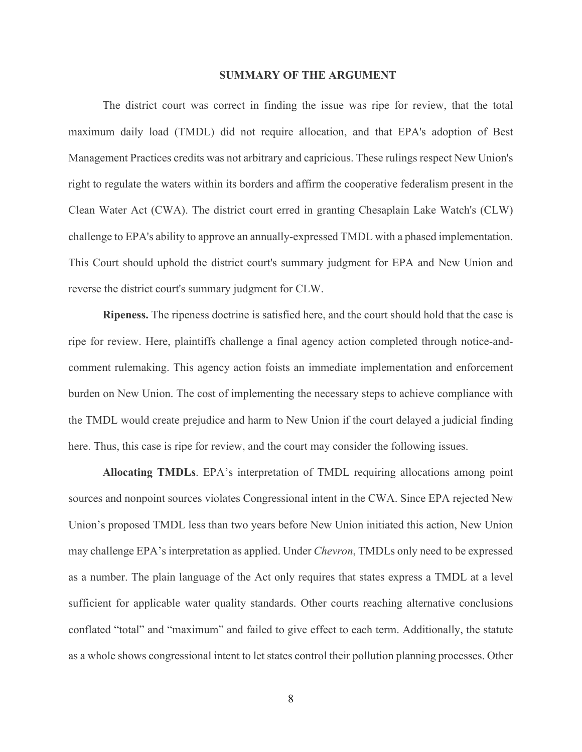## SUMMARY OF THE ARGUMENT

The district court was correct in finding the issue was ripe for review, that the total maximum daily load (TMDL) did not require allocation, and that EPA's adoption of Best Management Practices credits was not arbitrary and capricious. These rulings respect New Union's right to regulate the waters within its borders and affirm the cooperative federalism present in the Clean Water Act (CWA). The district court erred in granting Chesaplain Lake Watch's (CLW) challenge to EPA's ability to approve an annually-expressed TMDL with a phased implementation. This Court should uphold the district court's summary judgment for EPA and New Union and reverse the district court's summary judgment for CLW.

**Ripeness.** The ripeness doctrine is satisfied here, and the court should hold that the case is ripe for review. Here, plaintiffs challenge a final agency action completed through notice-and-comment rulemaking. This agency action foists an immediate implementation and enforcement burden on New Union. The cost of implementing the necessary steps to achieve compliance with the TMDL would create prejudice and harm to New Union if the court delayed a judicial finding here. Thus, this case is ripe for review, and the court may consider the following issues.

**Allocating TMDLs**. EPA's interpretation of TMDL requiring allocations among point sources and nonpoint sources violates Congressional intent in the CWA. Since EPA rejected New Union's proposed TMDL less than two years before New Union initiated this action, New Union may challenge EPA's interpretation as applied. Under *Chevron*, TMDLs only need to be expressed as a number. The plain language of the Act only requires that states express a TMDL at a level sufficient for applicable water quality standards. Other courts reaching alternative conclusions conflated "total" and "maximum" and failed to give effect to each term. Additionally, the statute as a whole shows congressional intent to let states control their pollution planning processes. Other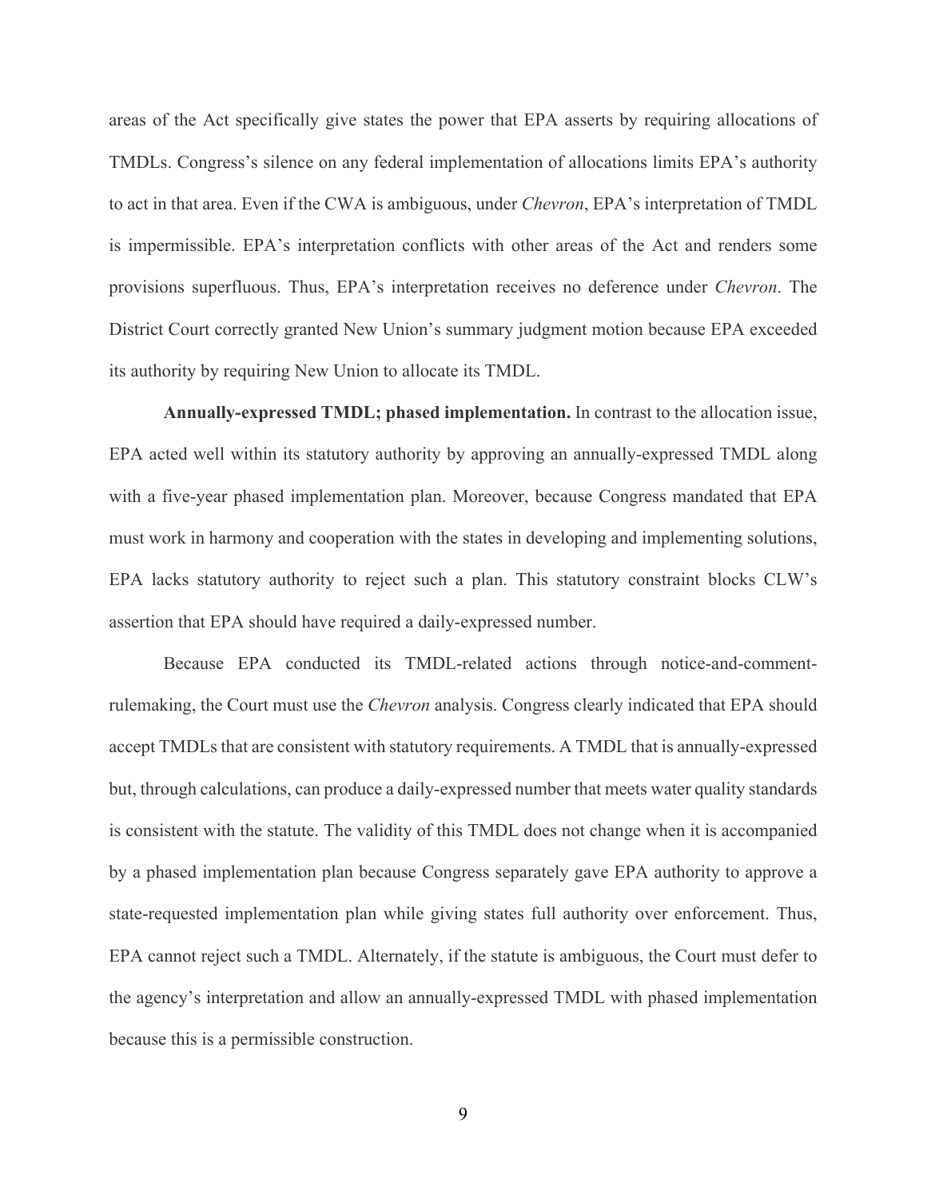areas of the Act specifically give states the power that EPA asserts by requiring allocations of TMDLs. Congress's silence on any federal implementation of allocations limits EPA's authority to act in that area. Even if the CWA is ambiguous, under *Chevron*, EPA's interpretation of TMDL is impermissible. EPA's interpretation conflicts with other areas of the Act and renders some provisions superfluous. Thus, EPA's interpretation receives no deference under *Chevron*. The District Court correctly granted New Union's summary judgment motion because EPA exceeded its authority by requiring New Union to allocate its TMDL.

**Annually-expressed TMDL; phased implementation.** In contrast to the allocation issue, EPA acted well within its statutory authority by approving an annually-expressed TMDL along with a five-year phased implementation plan. Moreover, because Congress mandated that EPA must work in harmony and cooperation with the states in developing and implementing solutions, EPA lacks statutory authority to reject such a plan. This statutory constraint blocks CLW's assertion that EPA should have required a daily-expressed number.

Because EPA conducted its TMDL-related actions through notice-and-comment-rulemaking, the Court must use the *Chevron* analysis. Congress clearly indicated that EPA should accept TMDLs that are consistent with statutory requirements. A TMDL that is annually-expressed but, through calculations, can produce a daily-expressed number that meets water quality standards is consistent with the statute. The validity of this TMDL does not change when it is accompanied by a phased implementation plan because Congress separately gave EPA authority to approve a state-requested implementation plan while giving states full authority over enforcement. Thus, EPA cannot reject such a TMDL. Alternately, if the statute is ambiguous, the Court must defer to the agency's interpretation and allow an annually-expressed TMDL with phased implementation because this is a permissible construction.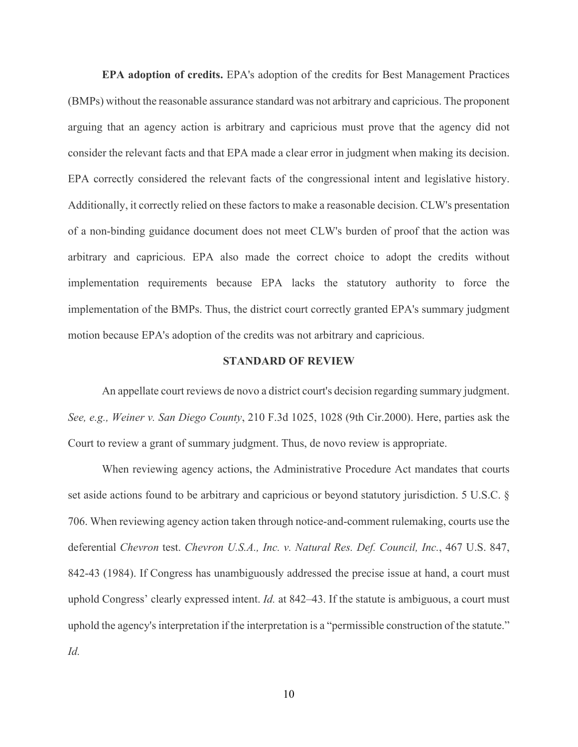**EPA adoption of credits.** EPA's adoption of the credits for Best Management Practices (BMPs) without the reasonable assurance standard was not arbitrary and capricious. The proponent arguing that an agency action is arbitrary and capricious must prove that the agency did not consider the relevant facts and that EPA made a clear error in judgment when making its decision. EPA correctly considered the relevant facts of the congressional intent and legislative history. Additionally, it correctly relied on these factors to make a reasonable decision. CLW's presentation of a non-binding guidance document does not meet CLW's burden of proof that the action was arbitrary and capricious. EPA also made the correct choice to adopt the credits without implementation requirements because EPA lacks the statutory authority to force the implementation of the BMPs. Thus, the district court correctly granted EPA's summary judgment motion because EPA's adoption of the credits was not arbitrary and capricious.

## STANDARD OF REVIEW

An appellate court reviews de novo a district court's decision regarding summary judgment. *See, e.g., Weiner v. San Diego County*, 210 F.3d 1025, 1028 (9th Cir.2000). Here, parties ask the Court to review a grant of summary judgment. Thus, de novo review is appropriate.

When reviewing agency actions, the Administrative Procedure Act mandates that courts set aside actions found to be arbitrary and capricious or beyond statutory jurisdiction. 5 U.S.C. § 706. When reviewing agency action taken through notice-and-comment rulemaking, courts use the deferential *Chevron* test. *Chevron U.S.A., Inc. v. Natural Res. Def. Council, Inc.*, 467 U.S. 847, 842-43 (1984). If Congress has unambiguously addressed the precise issue at hand, a court must uphold Congress' clearly expressed intent. *Id.* at 842–43. If the statute is ambiguous, a court must uphold the agency's interpretation if the interpretation is a "permissible construction of the statute." *Id.*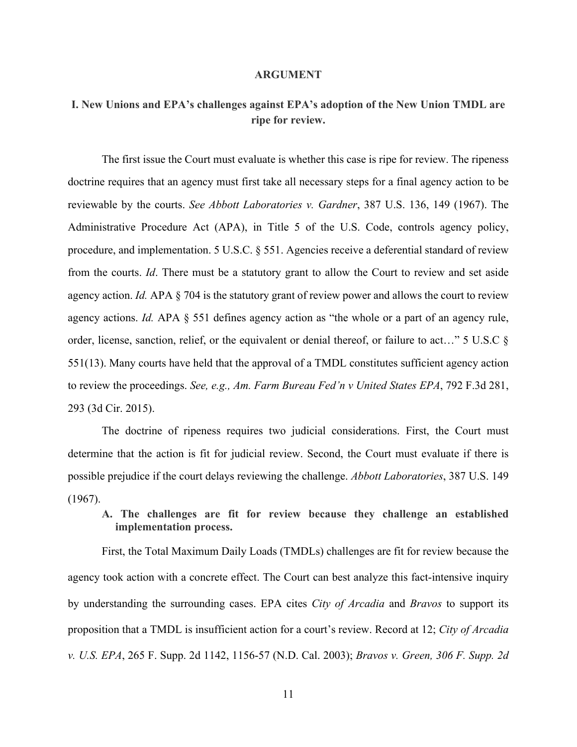# ARGUMENT

## I. New Unions and EPA's challenges against EPA's adoption of the New Union TMDL are ripe for review.

The first issue the Court must evaluate is whether this case is ripe for review. The ripeness doctrine requires that an agency must first take all necessary steps for a final agency action to be reviewable by the courts. *See Abbott Laboratories v. Gardner*, 387 U.S. 136, 149 (1967). The Administrative Procedure Act (APA), in Title 5 of the U.S. Code, controls agency policy, procedure, and implementation. 5 U.S.C. § 551. Agencies receive a deferential standard of review from the courts. *Id*. There must be a statutory grant to allow the Court to review and set aside agency action. *Id.* APA § 704 is the statutory grant of review power and allows the court to review agency actions. *Id.* APA § 551 defines agency action as "the whole or a part of an agency rule, order, license, sanction, relief, or the equivalent or denial thereof, or failure to act…" 5 U.S.C § 551(13). Many courts have held that the approval of a TMDL constitutes sufficient agency action to review the proceedings. *See, e.g., Am. Farm Bureau Fed'n v United States EPA*, 792 F.3d 281, 293 (3d Cir. 2015).

The doctrine of ripeness requires two judicial considerations. First, the Court must determine that the action is fit for judicial review. Second, the Court must evaluate if there is possible prejudice if the court delays reviewing the challenge. *Abbott Laboratories*, 387 U.S. 149 (1967).

### A. The challenges are fit for review because they challenge an established implementation process.

First, the Total Maximum Daily Loads (TMDLs) challenges are fit for review because the agency took action with a concrete effect. The Court can best analyze this fact-intensive inquiry by understanding the surrounding cases. EPA cites *City of Arcadia* and *Bravos* to support its proposition that a TMDL is insufficient action for a court's review. Record at 12; *City of Arcadia v. U.S. EPA*, 265 F. Supp. 2d 1142, 1156-57 (N.D. Cal. 2003); *Bravos v. Green, 306 F. Supp. 2d*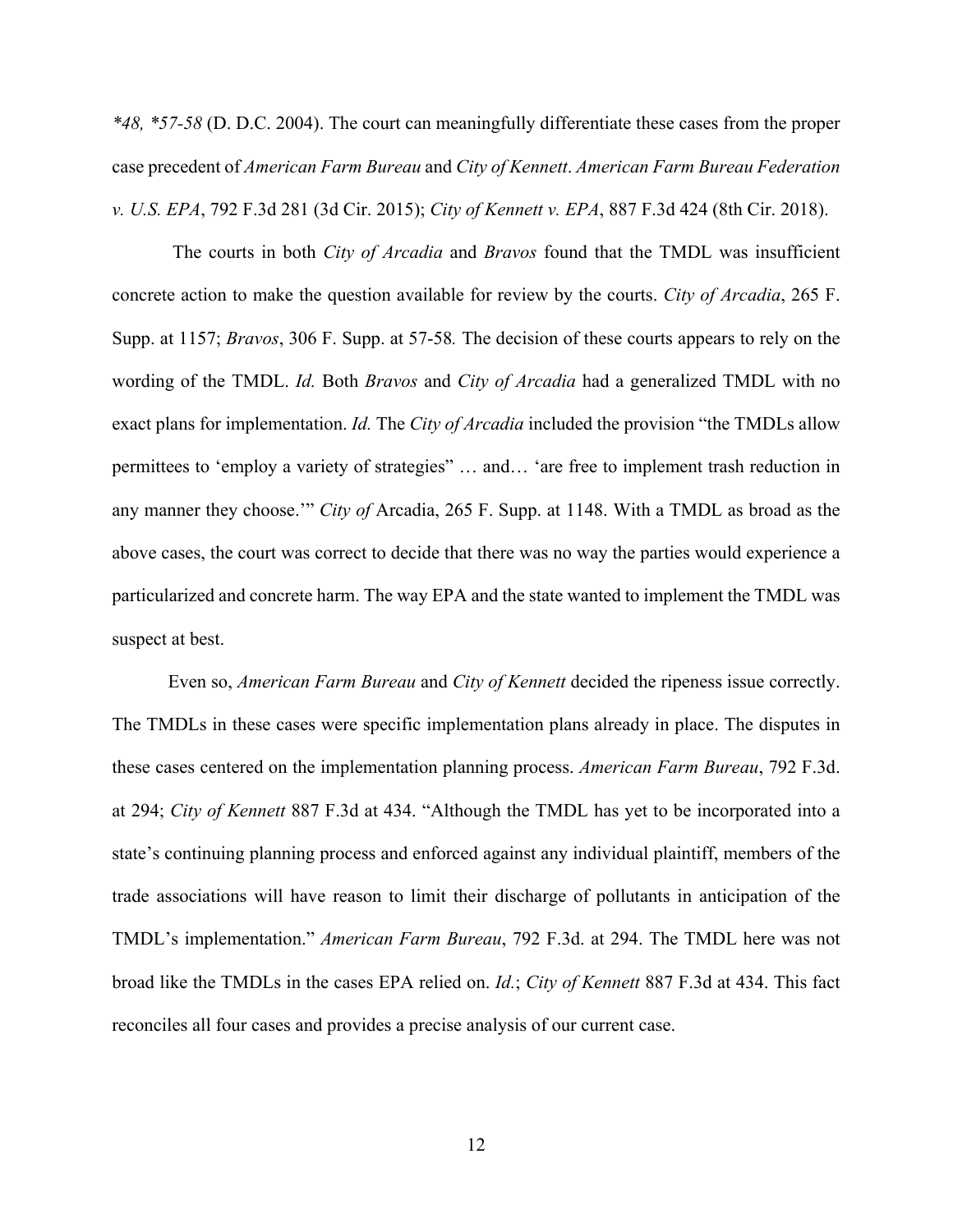*\*48, \*57-58* (D. D.C. 2004). The court can meaningfully differentiate these cases from the proper case precedent of *American Farm Bureau* and *City of Kennett*. *American Farm Bureau Federation v. U.S. EPA*, 792 F.3d 281 (3d Cir. 2015); *City of Kennett v. EPA*, 887 F.3d 424 (8th Cir. 2018).

The courts in both *City of Arcadia* and *Bravos* found that the TMDL was insufficient concrete action to make the question available for review by the courts. *City of Arcadia*, 265 F. Supp. at 1157; *Bravos*, 306 F. Supp. at 57-58*.* The decision of these courts appears to rely on the wording of the TMDL. *Id.* Both *Bravos* and *City of Arcadia* had a generalized TMDL with no exact plans for implementation. *Id.* The *City of Arcadia* included the provision "the TMDLs allow permittees to 'employ a variety of strategies" … and… 'are free to implement trash reduction in any manner they choose.'" *City of* Arcadia, 265 F. Supp. at 1148. With a TMDL as broad as the above cases, the court was correct to decide that there was no way the parties would experience a particularized and concrete harm. The way EPA and the state wanted to implement the TMDL was suspect at best.

Even so, *American Farm Bureau* and *City of Kennett* decided the ripeness issue correctly. The TMDLs in these cases were specific implementation plans already in place. The disputes in these cases centered on the implementation planning process. *American Farm Bureau*, 792 F.3d. at 294; *City of Kennett* 887 F.3d at 434. "Although the TMDL has yet to be incorporated into a state's continuing planning process and enforced against any individual plaintiff, members of the trade associations will have reason to limit their discharge of pollutants in anticipation of the TMDL's implementation." *American Farm Bureau*, 792 F.3d. at 294. The TMDL here was not broad like the TMDLs in the cases EPA relied on. *Id.*; *City of Kennett* 887 F.3d at 434. This fact reconciles all four cases and provides a precise analysis of our current case.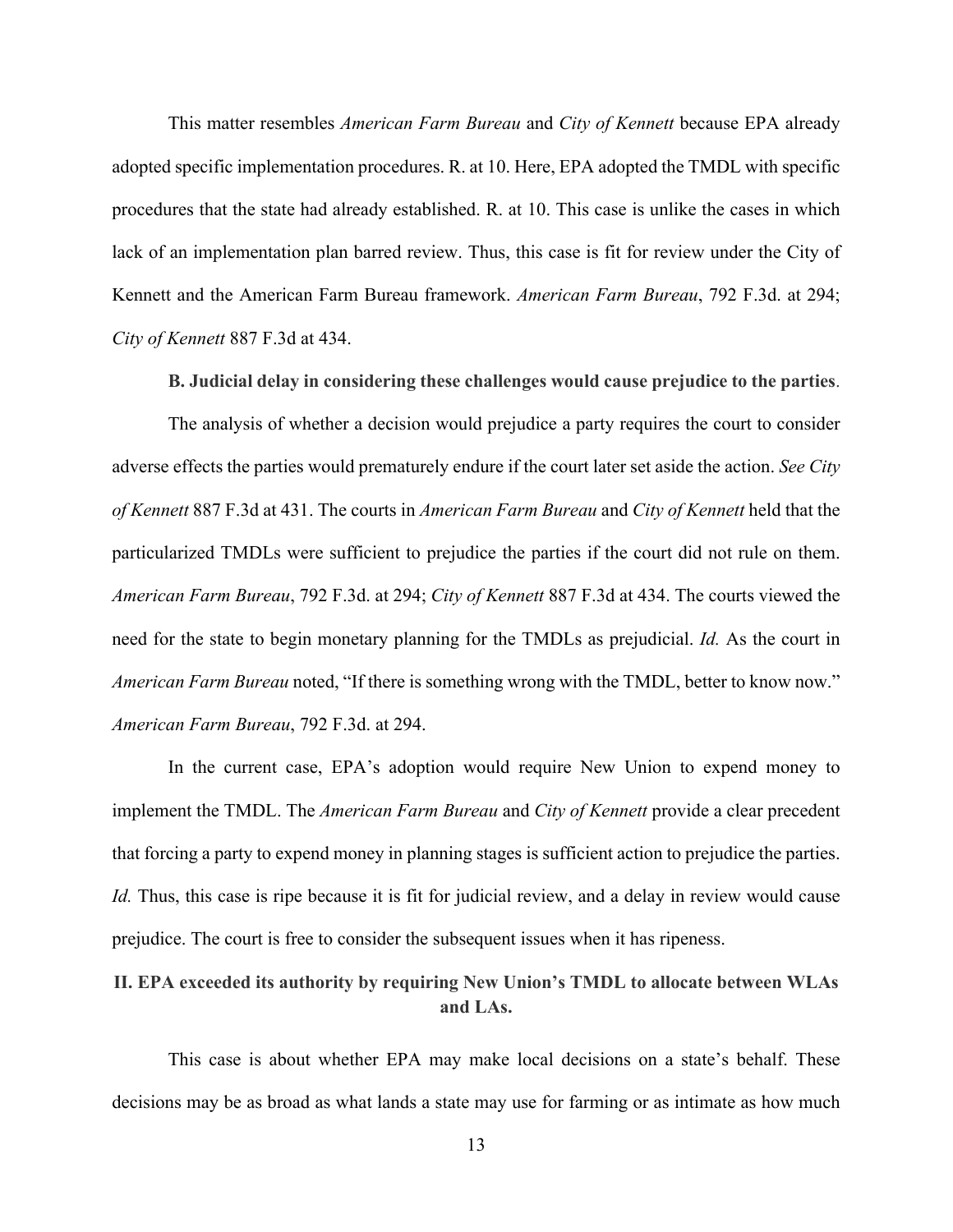This matter resembles *American Farm Bureau* and *City of Kennett* because EPA already adopted specific implementation procedures. R. at 10. Here, EPA adopted the TMDL with specific procedures that the state had already established. R. at 10. This case is unlike the cases in which lack of an implementation plan barred review. Thus, this case is fit for review under the City of Kennett and the American Farm Bureau framework. *American Farm Bureau*, 792 F.3d. at 294; *City of Kennett* 887 F.3d at 434.

**B. Judicial delay in considering these challenges would cause prejudice to the parties**.

The analysis of whether a decision would prejudice a party requires the court to consider adverse effects the parties would prematurely endure if the court later set aside the action. *See City of Kennett* 887 F.3d at 431. The courts in *American Farm Bureau* and *City of Kennett* held that the particularized TMDLs were sufficient to prejudice the parties if the court did not rule on them. *American Farm Bureau*, 792 F.3d. at 294; *City of Kennett* 887 F.3d at 434. The courts viewed the need for the state to begin monetary planning for the TMDLs as prejudicial. *Id.* As the court in *American Farm Bureau* noted, "If there is something wrong with the TMDL, better to know now." *American Farm Bureau*, 792 F.3d. at 294.

In the current case, EPA's adoption would require New Union to expend money to implement the TMDL. The *American Farm Bureau* and *City of Kennett* provide a clear precedent that forcing a party to expend money in planning stages is sufficient action to prejudice the parties. *Id.* Thus, this case is ripe because it is fit for judicial review, and a delay in review would cause prejudice. The court is free to consider the subsequent issues when it has ripeness.

## II. EPA exceeded its authority by requiring New Union's TMDL to allocate between WLAs and LAs.

This case is about whether EPA may make local decisions on a state's behalf. These decisions may be as broad as what lands a state may use for farming or as intimate as how much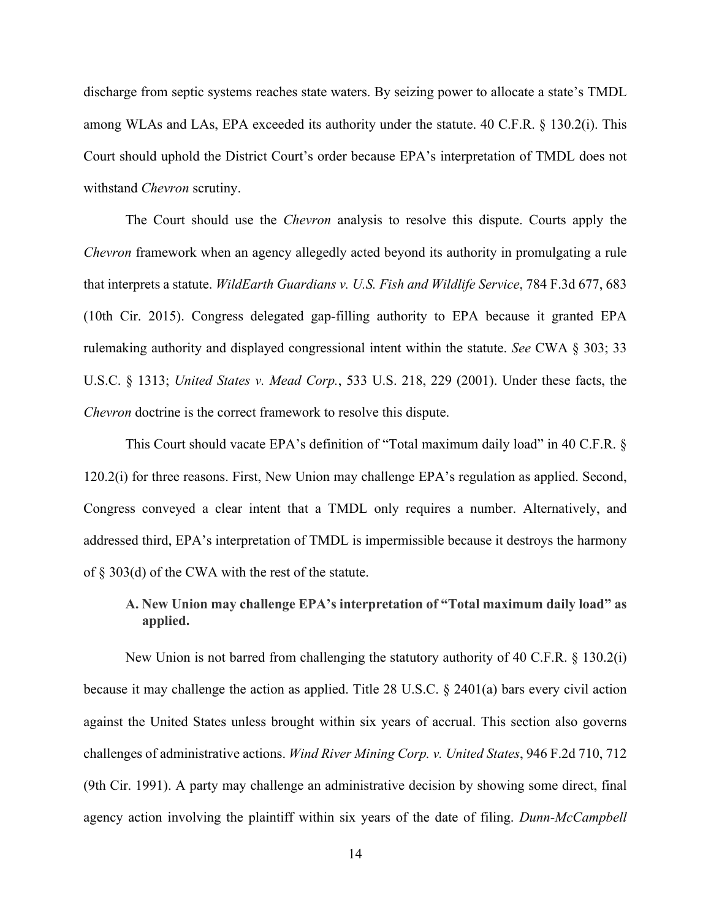discharge from septic systems reaches state waters. By seizing power to allocate a state's TMDL among WLAs and LAs, EPA exceeded its authority under the statute. 40 C.F.R. § 130.2(i). This Court should uphold the District Court's order because EPA's interpretation of TMDL does not withstand *Chevron* scrutiny.

The Court should use the *Chevron* analysis to resolve this dispute. Courts apply the *Chevron* framework when an agency allegedly acted beyond its authority in promulgating a rule that interprets a statute. *WildEarth Guardians v. U.S. Fish and Wildlife Service*, 784 F.3d 677, 683 (10th Cir. 2015). Congress delegated gap-filling authority to EPA because it granted EPA rulemaking authority and displayed congressional intent within the statute. *See* CWA § 303; 33 U.S.C. § 1313; *United States v. Mead Corp.*, 533 U.S. 218, 229 (2001). Under these facts, the *Chevron* doctrine is the correct framework to resolve this dispute.

This Court should vacate EPA's definition of "Total maximum daily load" in 40 C.F.R. § 120.2(i) for three reasons. First, New Union may challenge EPA's regulation as applied. Second, Congress conveyed a clear intent that a TMDL only requires a number. Alternatively, and addressed third, EPA's interpretation of TMDL is impermissible because it destroys the harmony of § 303(d) of the CWA with the rest of the statute.

### A. New Union may challenge EPA's interpretation of "Total maximum daily load" as applied.

New Union is not barred from challenging the statutory authority of 40 C.F.R. § 130.2(i) because it may challenge the action as applied. Title 28 U.S.C. § 2401(a) bars every civil action against the United States unless brought within six years of accrual. This section also governs challenges of administrative actions. *Wind River Mining Corp. v. United States*, 946 F.2d 710, 712 (9th Cir. 1991). A party may challenge an administrative decision by showing some direct, final agency action involving the plaintiff within six years of the date of filing. *Dunn-McCampbell*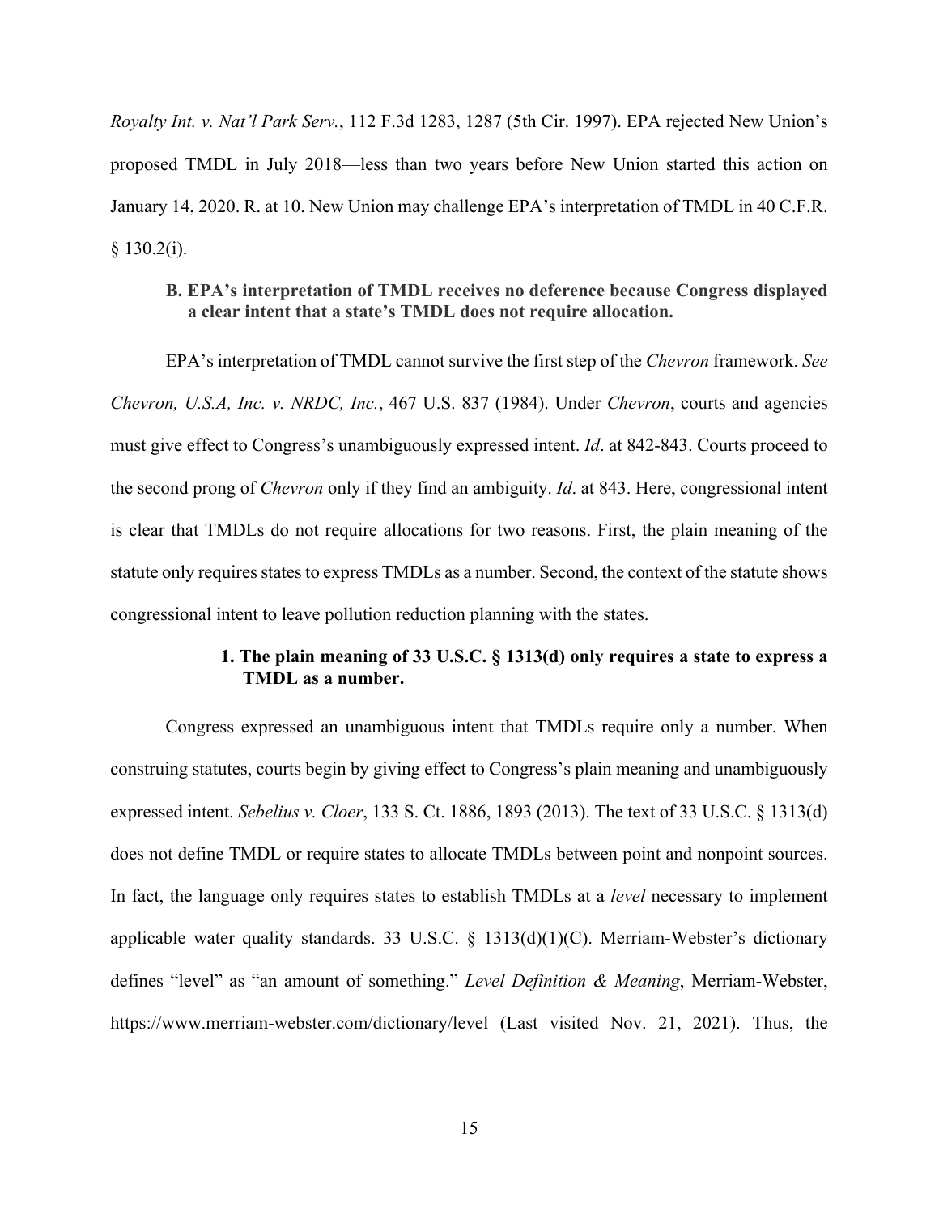*Royalty Int. v. Nat'l Park Serv.*, 112 F.3d 1283, 1287 (5th Cir. 1997). EPA rejected New Union's proposed TMDL in July 2018—less than two years before New Union started this action on January 14, 2020. R. at 10. New Union may challenge EPA's interpretation of TMDL in 40 C.F.R. § 130.2(i).

### B. EPA's interpretation of TMDL receives no deference because Congress displayed a clear intent that a state's TMDL does not require allocation.

EPA's interpretation of TMDL cannot survive the first step of the *Chevron* framework. *See Chevron, U.S.A, Inc. v. NRDC, Inc.*, 467 U.S. 837 (1984). Under *Chevron*, courts and agencies must give effect to Congress's unambiguously expressed intent. *Id*. at 842-843. Courts proceed to the second prong of *Chevron* only if they find an ambiguity. *Id*. at 843. Here, congressional intent is clear that TMDLs do not require allocations for two reasons. First, the plain meaning of the statute only requires states to express TMDLs as a number. Second, the context of the statute shows congressional intent to leave pollution reduction planning with the states.

#### 1. The plain meaning of 33 U.S.C. § 1313(d) only requires a state to express a TMDL as a number.

Congress expressed an unambiguous intent that TMDLs require only a number. When construing statutes, courts begin by giving effect to Congress's plain meaning and unambiguously expressed intent. *Sebelius v. Cloer*, 133 S. Ct. 1886, 1893 (2013). The text of 33 U.S.C. § 1313(d) does not define TMDL or require states to allocate TMDLs between point and nonpoint sources. In fact, the language only requires states to establish TMDLs at a *level* necessary to implement applicable water quality standards. 33 U.S.C. § 1313(d)(1)(C). Merriam-Webster's dictionary defines "level" as "an amount of something." *Level Definition & Meaning*, Merriam-Webster, https://www.merriam-webster.com/dictionary/level (Last visited Nov. 21, 2021). Thus, the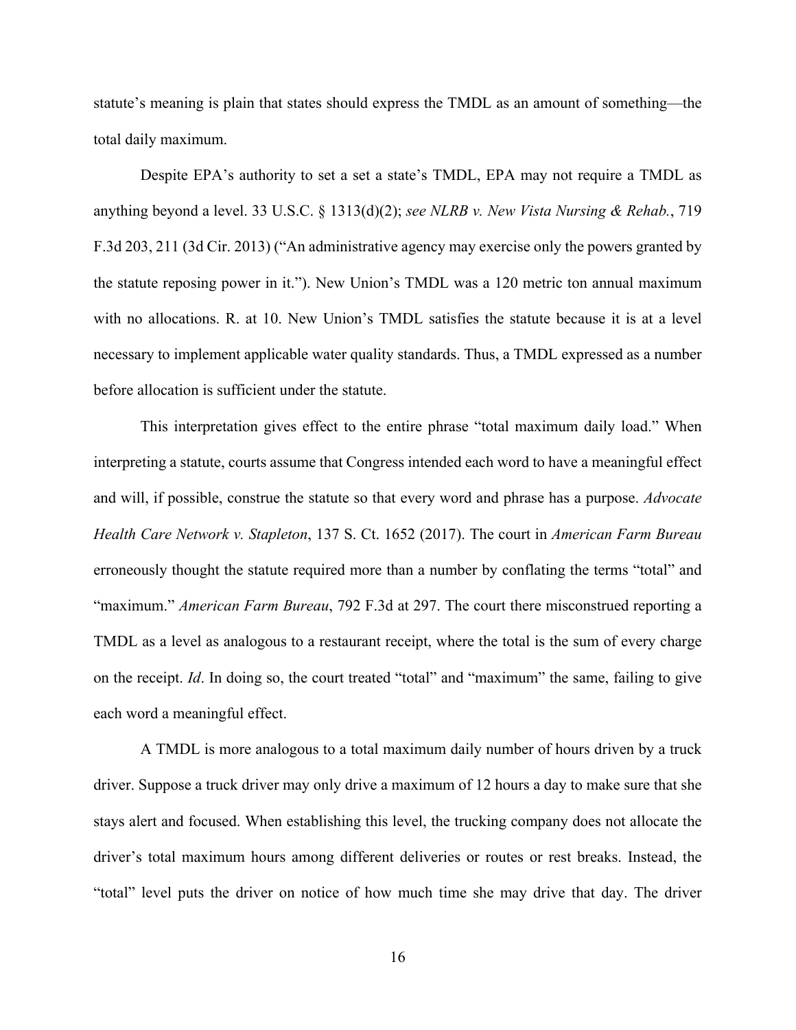statute's meaning is plain that states should express the TMDL as an amount of something—the total daily maximum.

Despite EPA's authority to set a set a state's TMDL, EPA may not require a TMDL as anything beyond a level. 33 U.S.C. § 1313(d)(2); *see NLRB v. New Vista Nursing & Rehab.*, 719 F.3d 203, 211 (3d Cir. 2013) ("An administrative agency may exercise only the powers granted by the statute reposing power in it."). New Union's TMDL was a 120 metric ton annual maximum with no allocations. R. at 10. New Union's TMDL satisfies the statute because it is at a level necessary to implement applicable water quality standards. Thus, a TMDL expressed as a number before allocation is sufficient under the statute.

This interpretation gives effect to the entire phrase "total maximum daily load." When interpreting a statute, courts assume that Congress intended each word to have a meaningful effect and will, if possible, construe the statute so that every word and phrase has a purpose. *Advocate Health Care Network v. Stapleton*, 137 S. Ct. 1652 (2017). The court in *American Farm Bureau* erroneously thought the statute required more than a number by conflating the terms "total" and "maximum." *American Farm Bureau*, 792 F.3d at 297. The court there misconstrued reporting a TMDL as a level as analogous to a restaurant receipt, where the total is the sum of every charge on the receipt. *Id*. In doing so, the court treated "total" and "maximum" the same, failing to give each word a meaningful effect.

A TMDL is more analogous to a total maximum daily number of hours driven by a truck driver. Suppose a truck driver may only drive a maximum of 12 hours a day to make sure that she stays alert and focused. When establishing this level, the trucking company does not allocate the driver's total maximum hours among different deliveries or routes or rest breaks. Instead, the "total" level puts the driver on notice of how much time she may drive that day. The driver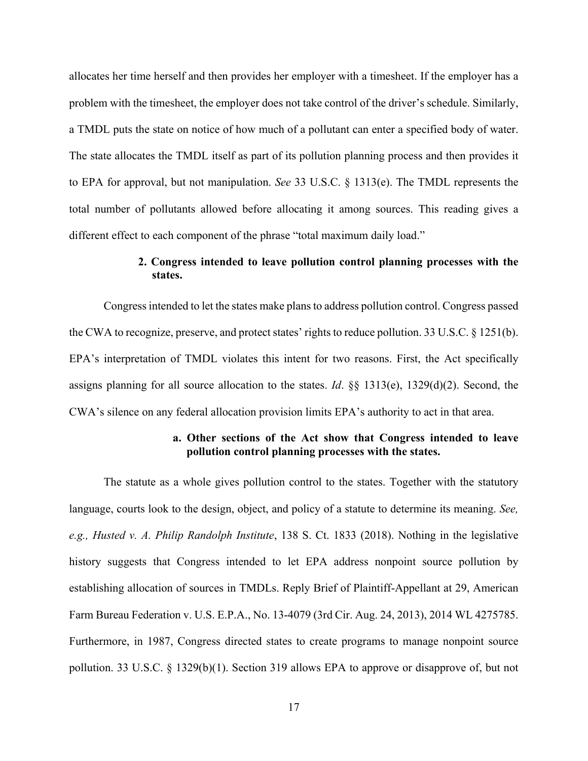allocates her time herself and then provides her employer with a timesheet. If the employer has a problem with the timesheet, the employer does not take control of the driver's schedule. Similarly, a TMDL puts the state on notice of how much of a pollutant can enter a specified body of water. The state allocates the TMDL itself as part of its pollution planning process and then provides it to EPA for approval, but not manipulation. *See* 33 U.S.C. § 1313(e). The TMDL represents the total number of pollutants allowed before allocating it among sources. This reading gives a different effect to each component of the phrase "total maximum daily load."

### 2. Congress intended to leave pollution control planning processes with the states.

Congress intended to let the states make plans to address pollution control. Congress passed the CWA to recognize, preserve, and protect states' rights to reduce pollution. 33 U.S.C. § 1251(b). EPA's interpretation of TMDL violates this intent for two reasons. First, the Act specifically assigns planning for all source allocation to the states. *Id*. §§ 1313(e), 1329(d)(2). Second, the CWA's silence on any federal allocation provision limits EPA's authority to act in that area.

#### a. Other sections of the Act show that Congress intended to leave pollution control planning processes with the states.

The statute as a whole gives pollution control to the states. Together with the statutory language, courts look to the design, object, and policy of a statute to determine its meaning. *See, e.g., Husted v. A. Philip Randolph Institute*, 138 S. Ct. 1833 (2018). Nothing in the legislative history suggests that Congress intended to let EPA address nonpoint source pollution by establishing allocation of sources in TMDLs. Reply Brief of Plaintiff-Appellant at 29, American Farm Bureau Federation v. U.S. E.P.A., No. 13-4079 (3rd Cir. Aug. 24, 2013), 2014 WL 4275785. Furthermore, in 1987, Congress directed states to create programs to manage nonpoint source pollution. 33 U.S.C. § 1329(b)(1). Section 319 allows EPA to approve or disapprove of, but not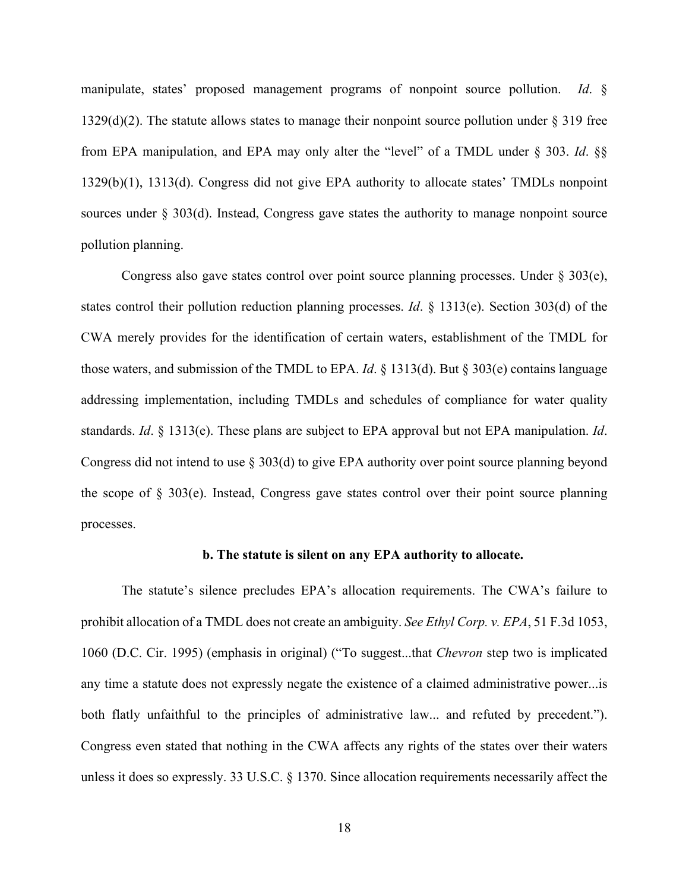manipulate, states' proposed management programs of nonpoint source pollution. *Id*. § 1329(d)(2). The statute allows states to manage their nonpoint source pollution under § 319 free from EPA manipulation, and EPA may only alter the "level" of a TMDL under § 303. *Id*. §§ 1329(b)(1), 1313(d). Congress did not give EPA authority to allocate states' TMDLs nonpoint sources under § 303(d). Instead, Congress gave states the authority to manage nonpoint source pollution planning.

Congress also gave states control over point source planning processes. Under § 303(e), states control their pollution reduction planning processes. *Id*. § 1313(e). Section 303(d) of the CWA merely provides for the identification of certain waters, establishment of the TMDL for those waters, and submission of the TMDL to EPA. *Id*. § 1313(d). But § 303(e) contains language addressing implementation, including TMDLs and schedules of compliance for water quality standards. *Id*. § 1313(e). These plans are subject to EPA approval but not EPA manipulation. *Id*. Congress did not intend to use § 303(d) to give EPA authority over point source planning beyond the scope of § 303(e). Instead, Congress gave states control over their point source planning processes.

**b. The statute is silent on any EPA authority to allocate.**

The statute's silence precludes EPA's allocation requirements. The CWA's failure to prohibit allocation of a TMDL does not create an ambiguity. *See Ethyl Corp. v. EPA*, 51 F.3d 1053, 1060 (D.C. Cir. 1995) (emphasis in original) ("To suggest...that *Chevron* step two is implicated any time a statute does not expressly negate the existence of a claimed administrative power...is both flatly unfaithful to the principles of administrative law... and refuted by precedent."). Congress even stated that nothing in the CWA affects any rights of the states over their waters unless it does so expressly. 33 U.S.C. § 1370. Since allocation requirements necessarily affect the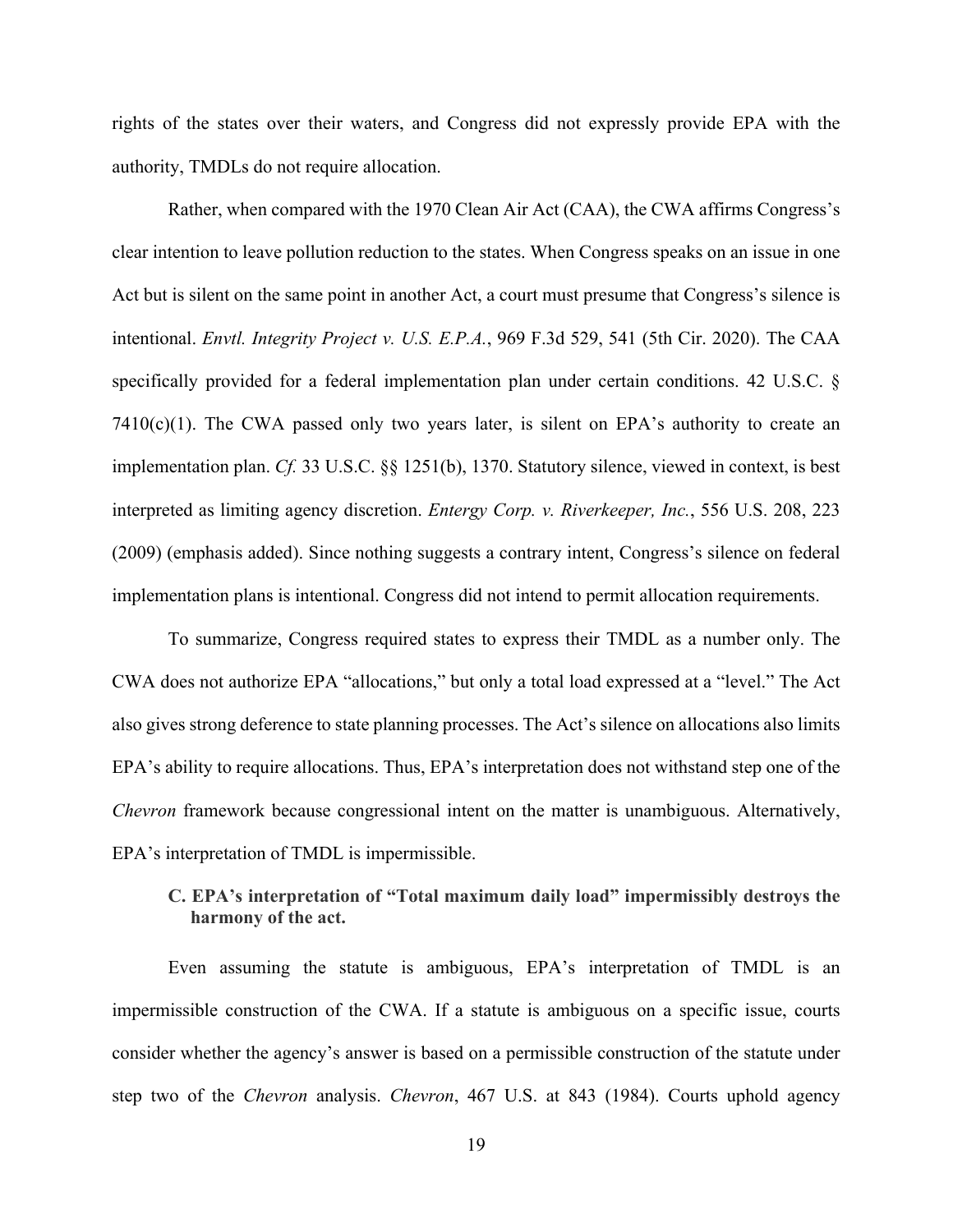rights of the states over their waters, and Congress did not expressly provide EPA with the authority, TMDLs do not require allocation.

Rather, when compared with the 1970 Clean Air Act (CAA), the CWA affirms Congress's clear intention to leave pollution reduction to the states. When Congress speaks on an issue in one Act but is silent on the same point in another Act, a court must presume that Congress's silence is intentional. *Envtl. Integrity Project v. U.S. E.P.A.*, 969 F.3d 529, 541 (5th Cir. 2020). The CAA specifically provided for a federal implementation plan under certain conditions. 42 U.S.C. § 7410(c)(1). The CWA passed only two years later, is silent on EPA's authority to create an implementation plan. *Cf.* 33 U.S.C. §§ 1251(b), 1370. Statutory silence, viewed in context, is best interpreted as limiting agency discretion. *Entergy Corp. v. Riverkeeper, Inc.*, 556 U.S. 208, 223 (2009) (emphasis added). Since nothing suggests a contrary intent, Congress's silence on federal implementation plans is intentional. Congress did not intend to permit allocation requirements.

To summarize, Congress required states to express their TMDL as a number only. The CWA does not authorize EPA "allocations," but only a total load expressed at a "level." The Act also gives strong deference to state planning processes. The Act's silence on allocations also limits EPA's ability to require allocations. Thus, EPA's interpretation does not withstand step one of the *Chevron* framework because congressional intent on the matter is unambiguous. Alternatively, EPA's interpretation of TMDL is impermissible.

### C. EPA's interpretation of "Total maximum daily load" impermissibly destroys the harmony of the act.

Even assuming the statute is ambiguous, EPA's interpretation of TMDL is an impermissible construction of the CWA. If a statute is ambiguous on a specific issue, courts consider whether the agency's answer is based on a permissible construction of the statute under step two of the *Chevron* analysis. *Chevron*, 467 U.S. at 843 (1984). Courts uphold agency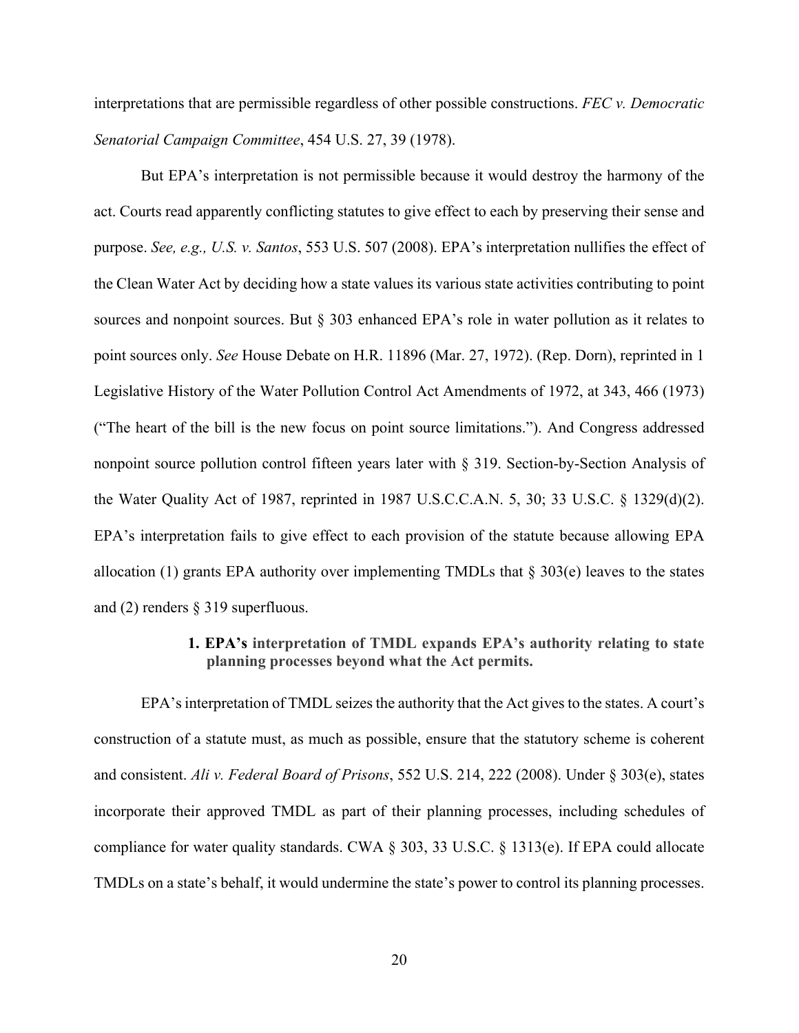interpretations that are permissible regardless of other possible constructions. *FEC v. Democratic Senatorial Campaign Committee*, 454 U.S. 27, 39 (1978).

But EPA's interpretation is not permissible because it would destroy the harmony of the act. Courts read apparently conflicting statutes to give effect to each by preserving their sense and purpose. *See, e.g., U.S. v. Santos*, 553 U.S. 507 (2008). EPA's interpretation nullifies the effect of the Clean Water Act by deciding how a state values its various state activities contributing to point sources and nonpoint sources. But § 303 enhanced EPA's role in water pollution as it relates to point sources only. *See* House Debate on H.R. 11896 (Mar. 27, 1972). (Rep. Dorn), reprinted in 1 Legislative History of the Water Pollution Control Act Amendments of 1972, at 343, 466 (1973) ("The heart of the bill is the new focus on point source limitations."). And Congress addressed nonpoint source pollution control fifteen years later with § 319. Section-by-Section Analysis of the Water Quality Act of 1987, reprinted in 1987 U.S.C.C.A.N. 5, 30; 33 U.S.C. § 1329(d)(2). EPA's interpretation fails to give effect to each provision of the statute because allowing EPA allocation (1) grants EPA authority over implementing TMDLs that § 303(e) leaves to the states and (2) renders § 319 superfluous.

#### 1. EPA's interpretation of TMDL expands EPA's authority relating to state planning processes beyond what the Act permits.

EPA's interpretation of TMDL seizes the authority that the Act gives to the states. A court's construction of a statute must, as much as possible, ensure that the statutory scheme is coherent and consistent. *Ali v. Federal Board of Prisons*, 552 U.S. 214, 222 (2008). Under § 303(e), states incorporate their approved TMDL as part of their planning processes, including schedules of compliance for water quality standards. CWA § 303, 33 U.S.C. § 1313(e). If EPA could allocate TMDLs on a state's behalf, it would undermine the state's power to control its planning processes.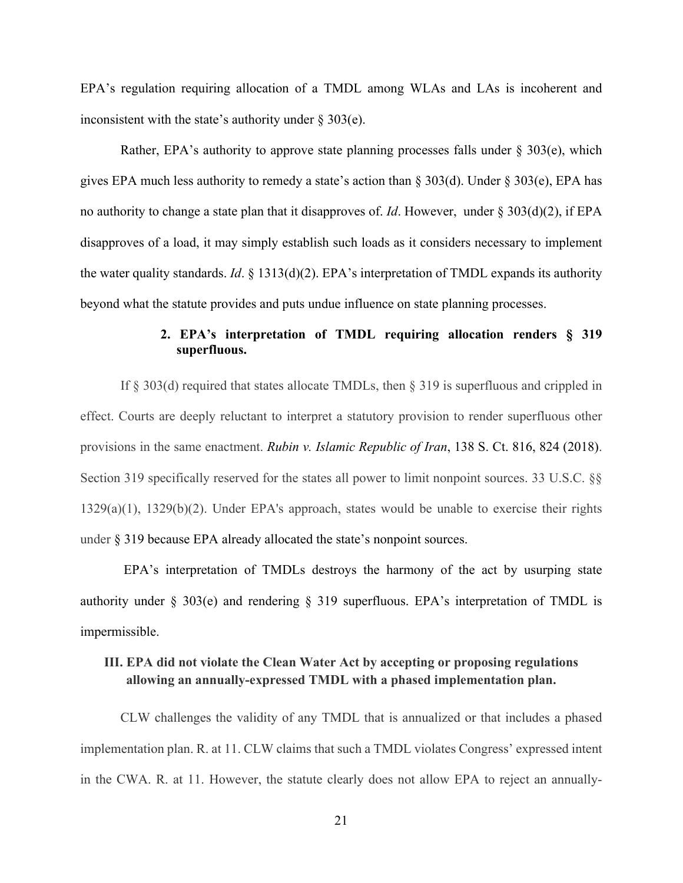EPA's regulation requiring allocation of a TMDL among WLAs and LAs is incoherent and inconsistent with the state's authority under § 303(e).

Rather, EPA's authority to approve state planning processes falls under § 303(e), which gives EPA much less authority to remedy a state's action than § 303(d). Under § 303(e), EPA has no authority to change a state plan that it disapproves of. *Id*. However, under § 303(d)(2), if EPA disapproves of a load, it may simply establish such loads as it considers necessary to implement the water quality standards. *Id*. § 1313(d)(2). EPA's interpretation of TMDL expands its authority beyond what the statute provides and puts undue influence on state planning processes.

**2. EPA's interpretation of TMDL requiring allocation renders § 319 superfluous.**

If § 303(d) required that states allocate TMDLs, then § 319 is superfluous and crippled in effect. Courts are deeply reluctant to interpret a statutory provision to render superfluous other provisions in the same enactment. *Rubin v. Islamic Republic of Iran*, 138 S. Ct. 816, 824 (2018). Section 319 specifically reserved for the states all power to limit nonpoint sources. 33 U.S.C. §§ 1329(a)(1), 1329(b)(2). Under EPA's approach, states would be unable to exercise their rights under § 319 because EPA already allocated the state's nonpoint sources.

EPA's interpretation of TMDLs destroys the harmony of the act by usurping state authority under § 303(e) and rendering § 319 superfluous. EPA's interpretation of TMDL is impermissible.

## III. EPA did not violate the Clean Water Act by accepting or proposing regulations allowing an annually-expressed TMDL with a phased implementation plan.

CLW challenges the validity of any TMDL that is annualized or that includes a phased implementation plan. R. at 11. CLW claims that such a TMDL violates Congress' expressed intent in the CWA. R. at 11. However, the statute clearly does not allow EPA to reject an annually-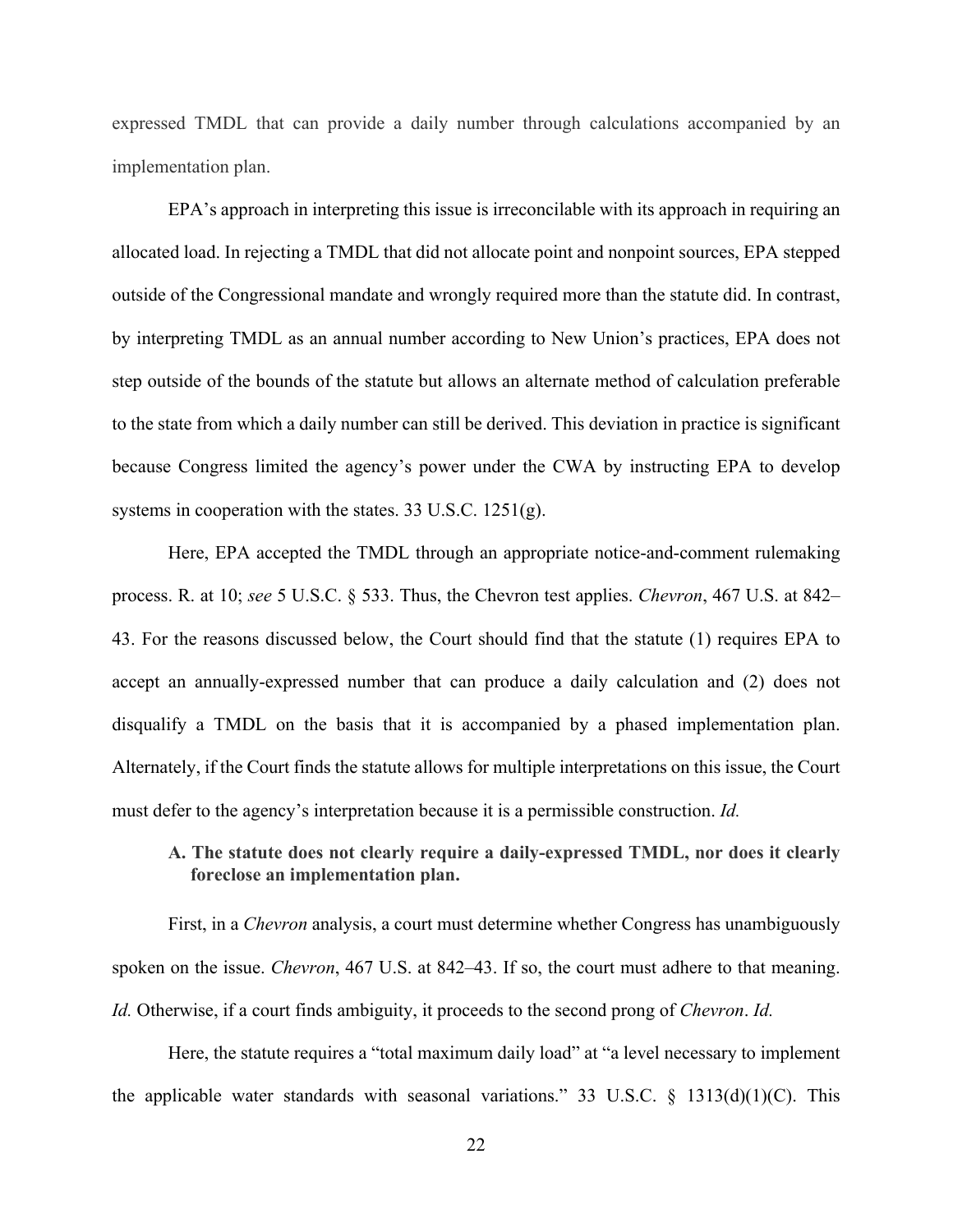expressed TMDL that can provide a daily number through calculations accompanied by an implementation plan.

EPA's approach in interpreting this issue is irreconcilable with its approach in requiring an allocated load. In rejecting a TMDL that did not allocate point and nonpoint sources, EPA stepped outside of the Congressional mandate and wrongly required more than the statute did. In contrast, by interpreting TMDL as an annual number according to New Union's practices, EPA does not step outside of the bounds of the statute but allows an alternate method of calculation preferable to the state from which a daily number can still be derived. This deviation in practice is significant because Congress limited the agency's power under the CWA by instructing EPA to develop systems in cooperation with the states. 33 U.S.C. 1251(g).

Here, EPA accepted the TMDL through an appropriate notice-and-comment rulemaking process. R. at 10; *see* 5 U.S.C. § 533. Thus, the Chevron test applies. *Chevron*, 467 U.S. at 842–43. For the reasons discussed below, the Court should find that the statute (1) requires EPA to accept an annually-expressed number that can produce a daily calculation and (2) does not disqualify a TMDL on the basis that it is accompanied by a phased implementation plan. Alternately, if the Court finds the statute allows for multiple interpretations on this issue, the Court must defer to the agency's interpretation because it is a permissible construction. *Id.*

### A. The statute does not clearly require a daily-expressed TMDL, nor does it clearly foreclose an implementation plan.

First, in a *Chevron* analysis, a court must determine whether Congress has unambiguously spoken on the issue. *Chevron*, 467 U.S. at 842–43. If so, the court must adhere to that meaning. *Id.* Otherwise, if a court finds ambiguity, it proceeds to the second prong of *Chevron*. *Id.*

Here, the statute requires a "total maximum daily load" at "a level necessary to implement the applicable water standards with seasonal variations." 33 U.S.C. § 1313(d)(1)(C). This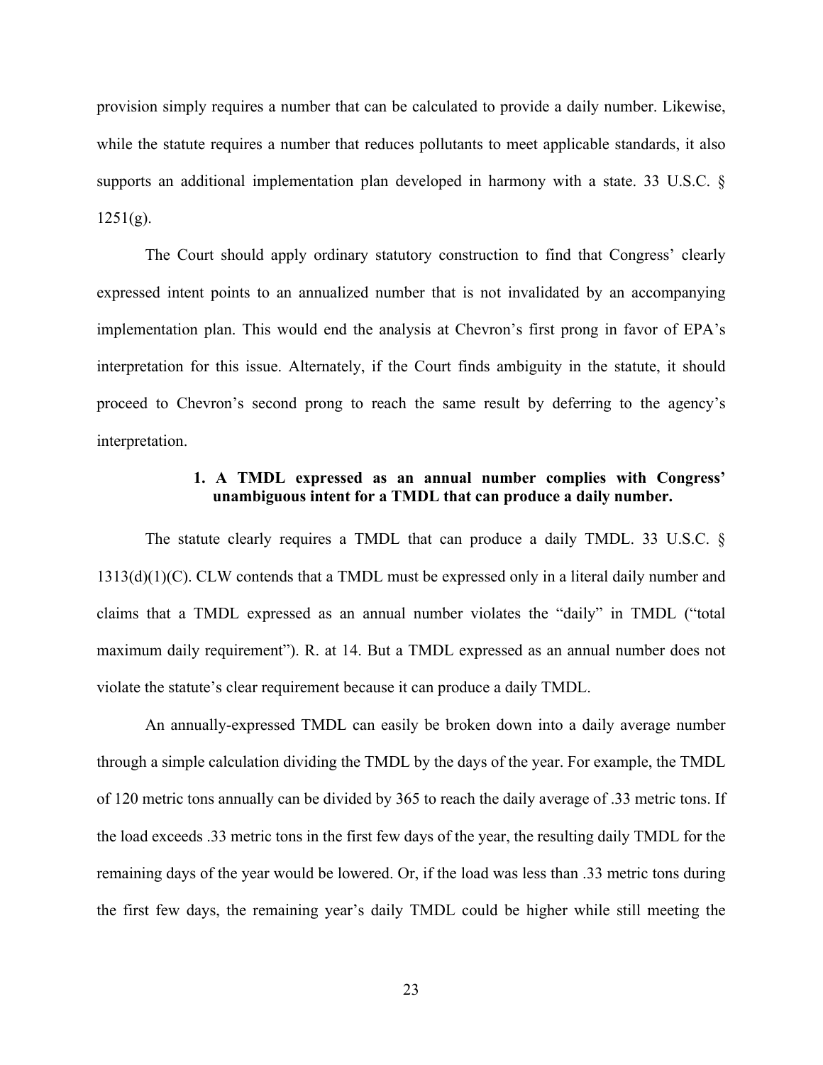provision simply requires a number that can be calculated to provide a daily number. Likewise, while the statute requires a number that reduces pollutants to meet applicable standards, it also supports an additional implementation plan developed in harmony with a state. 33 U.S.C. § 1251(g).

The Court should apply ordinary statutory construction to find that Congress' clearly expressed intent points to an annualized number that is not invalidated by an accompanying implementation plan. This would end the analysis at Chevron's first prong in favor of EPA's interpretation for this issue. Alternately, if the Court finds ambiguity in the statute, it should proceed to Chevron's second prong to reach the same result by deferring to the agency's interpretation.

#### 1. A TMDL expressed as an annual number complies with Congress' unambiguous intent for a TMDL that can produce a daily number.

The statute clearly requires a TMDL that can produce a daily TMDL. 33 U.S.C. § 1313(d)(1)(C). CLW contends that a TMDL must be expressed only in a literal daily number and claims that a TMDL expressed as an annual number violates the "daily" in TMDL ("total maximum daily requirement"). R. at 14. But a TMDL expressed as an annual number does not violate the statute's clear requirement because it can produce a daily TMDL.

An annually-expressed TMDL can easily be broken down into a daily average number through a simple calculation dividing the TMDL by the days of the year. For example, the TMDL of 120 metric tons annually can be divided by 365 to reach the daily average of .33 metric tons. If the load exceeds .33 metric tons in the first few days of the year, the resulting daily TMDL for the remaining days of the year would be lowered. Or, if the load was less than .33 metric tons during the first few days, the remaining year's daily TMDL could be higher while still meeting the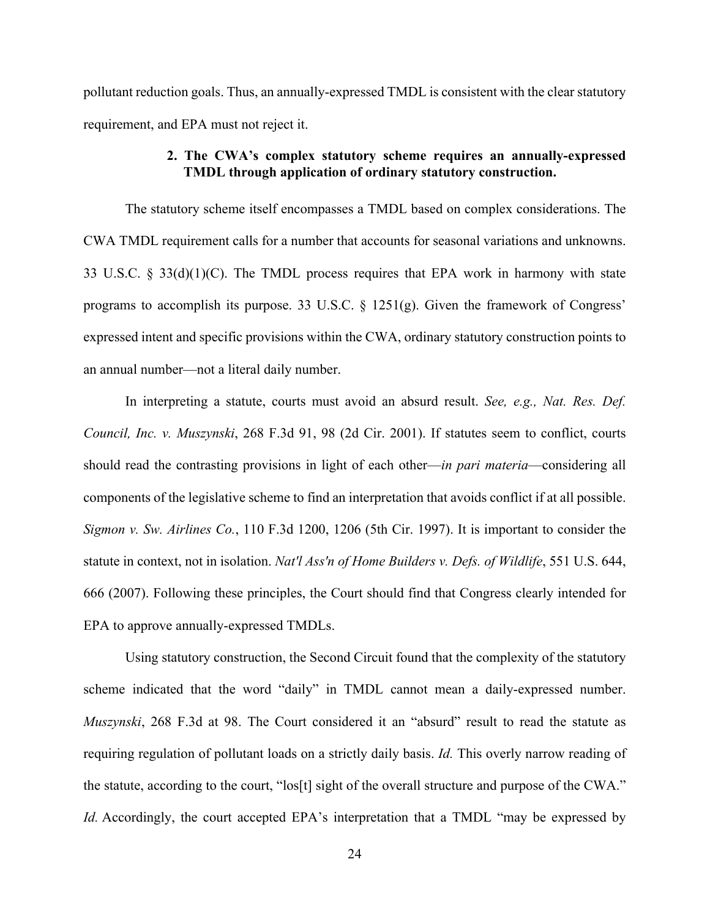pollutant reduction goals. Thus, an annually-expressed TMDL is consistent with the clear statutory requirement, and EPA must not reject it.

#### 2. The CWA's complex statutory scheme requires an annually-expressed TMDL through application of ordinary statutory construction.

The statutory scheme itself encompasses a TMDL based on complex considerations. The CWA TMDL requirement calls for a number that accounts for seasonal variations and unknowns. 33 U.S.C. § 33(d)(1)(C). The TMDL process requires that EPA work in harmony with state programs to accomplish its purpose. 33 U.S.C. § 1251(g). Given the framework of Congress' expressed intent and specific provisions within the CWA, ordinary statutory construction points to an annual number—not a literal daily number.

In interpreting a statute, courts must avoid an absurd result. *See, e.g., Nat. Res. Def. Council, Inc. v. Muszynski*, 268 F.3d 91, 98 (2d Cir. 2001). If statutes seem to conflict, courts should read the contrasting provisions in light of each other—*in pari materia*—considering all components of the legislative scheme to find an interpretation that avoids conflict if at all possible. *Sigmon v. Sw. Airlines Co.*, 110 F.3d 1200, 1206 (5th Cir. 1997). It is important to consider the statute in context, not in isolation. *Nat'l Ass'n of Home Builders v. Defs. of Wildlife*, 551 U.S. 644, 666 (2007). Following these principles, the Court should find that Congress clearly intended for EPA to approve annually-expressed TMDLs.

Using statutory construction, the Second Circuit found that the complexity of the statutory scheme indicated that the word "daily" in TMDL cannot mean a daily-expressed number. *Muszynski*, 268 F.3d at 98. The Court considered it an "absurd" result to read the statute as requiring regulation of pollutant loads on a strictly daily basis. *Id.* This overly narrow reading of the statute, according to the court, "los[t] sight of the overall structure and purpose of the CWA." *Id.* Accordingly, the court accepted EPA's interpretation that a TMDL "may be expressed by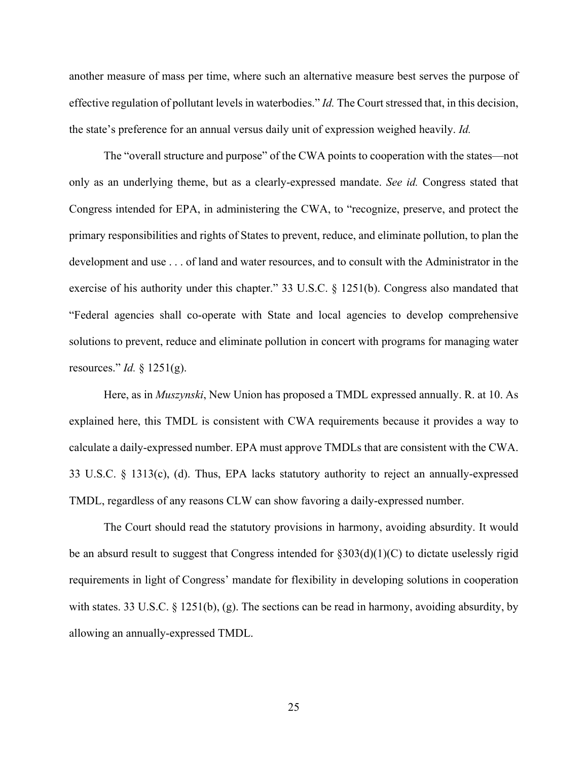another measure of mass per time, where such an alternative measure best serves the purpose of effective regulation of pollutant levels in waterbodies." *Id.* The Court stressed that, in this decision, the state's preference for an annual versus daily unit of expression weighed heavily. *Id.*

The "overall structure and purpose" of the CWA points to cooperation with the states—not only as an underlying theme, but as a clearly-expressed mandate. *See id.* Congress stated that Congress intended for EPA, in administering the CWA, to "recognize, preserve, and protect the primary responsibilities and rights of States to prevent, reduce, and eliminate pollution, to plan the development and use . . . of land and water resources, and to consult with the Administrator in the exercise of his authority under this chapter." 33 U.S.C. § 1251(b). Congress also mandated that "Federal agencies shall co-operate with State and local agencies to develop comprehensive solutions to prevent, reduce and eliminate pollution in concert with programs for managing water resources." *Id.* § 1251(g).

Here, as in *Muszynski*, New Union has proposed a TMDL expressed annually. R. at 10. As explained here, this TMDL is consistent with CWA requirements because it provides a way to calculate a daily-expressed number. EPA must approve TMDLs that are consistent with the CWA. 33 U.S.C. § 1313(c), (d). Thus, EPA lacks statutory authority to reject an annually-expressed TMDL, regardless of any reasons CLW can show favoring a daily-expressed number.

The Court should read the statutory provisions in harmony, avoiding absurdity. It would be an absurd result to suggest that Congress intended for §303(d)(1)(C) to dictate uselessly rigid requirements in light of Congress' mandate for flexibility in developing solutions in cooperation with states. 33 U.S.C. § 1251(b), (g). The sections can be read in harmony, avoiding absurdity, by allowing an annually-expressed TMDL.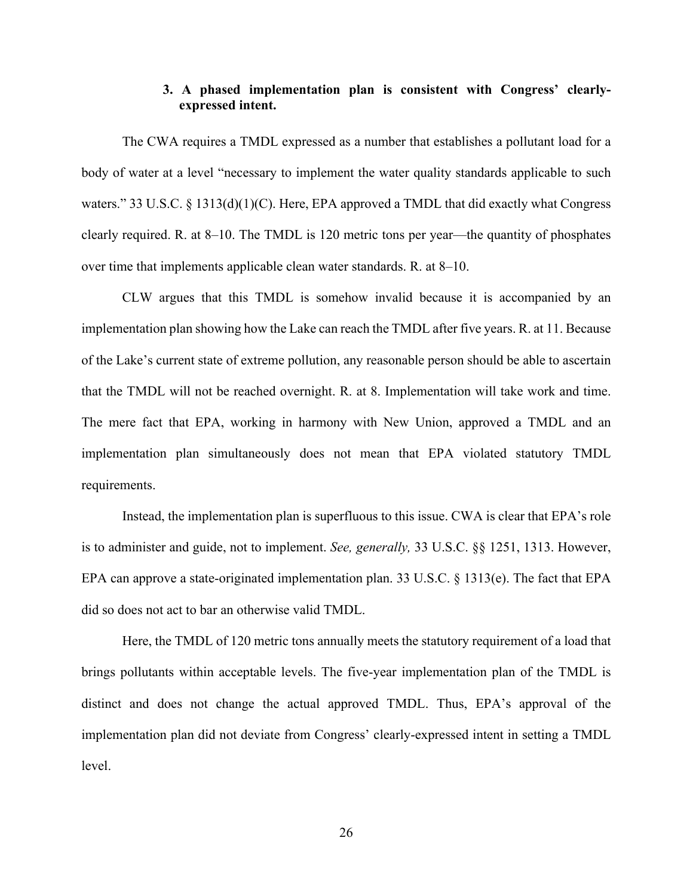### 3. A phased implementation plan is consistent with Congress' clearly-expressed intent.

The CWA requires a TMDL expressed as a number that establishes a pollutant load for a body of water at a level "necessary to implement the water quality standards applicable to such waters." 33 U.S.C. § 1313(d)(1)(C). Here, EPA approved a TMDL that did exactly what Congress clearly required. R. at 8–10. The TMDL is 120 metric tons per year—the quantity of phosphates over time that implements applicable clean water standards. R. at 8–10.

CLW argues that this TMDL is somehow invalid because it is accompanied by an implementation plan showing how the Lake can reach the TMDL after five years. R. at 11. Because of the Lake's current state of extreme pollution, any reasonable person should be able to ascertain that the TMDL will not be reached overnight. R. at 8. Implementation will take work and time. The mere fact that EPA, working in harmony with New Union, approved a TMDL and an implementation plan simultaneously does not mean that EPA violated statutory TMDL requirements.

Instead, the implementation plan is superfluous to this issue. CWA is clear that EPA's role is to administer and guide, not to implement. *See, generally,* 33 U.S.C. §§ 1251, 1313. However, EPA can approve a state-originated implementation plan. 33 U.S.C. § 1313(e). The fact that EPA did so does not act to bar an otherwise valid TMDL.

Here, the TMDL of 120 metric tons annually meets the statutory requirement of a load that brings pollutants within acceptable levels. The five-year implementation plan of the TMDL is distinct and does not change the actual approved TMDL. Thus, EPA's approval of the implementation plan did not deviate from Congress' clearly-expressed intent in setting a TMDL level.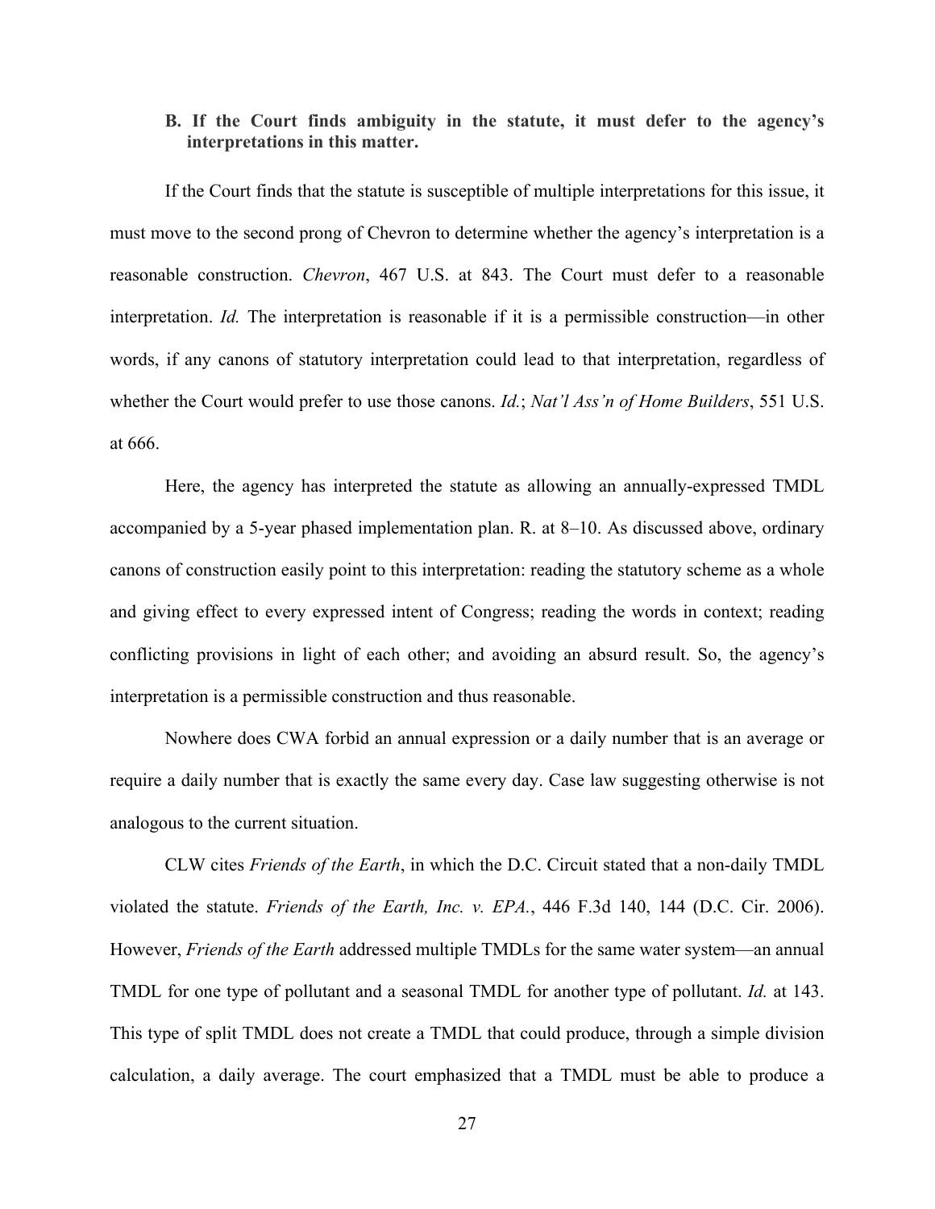### B. If the Court finds ambiguity in the statute, it must defer to the agency's interpretations in this matter.

If the Court finds that the statute is susceptible of multiple interpretations for this issue, it must move to the second prong of Chevron to determine whether the agency's interpretation is a reasonable construction. *Chevron*, 467 U.S. at 843. The Court must defer to a reasonable interpretation. *Id.* The interpretation is reasonable if it is a permissible construction—in other words, if any canons of statutory interpretation could lead to that interpretation, regardless of whether the Court would prefer to use those canons. *Id.*; *Nat'l Ass'n of Home Builders*, 551 U.S. at 666.

Here, the agency has interpreted the statute as allowing an annually-expressed TMDL accompanied by a 5-year phased implementation plan. R. at 8–10. As discussed above, ordinary canons of construction easily point to this interpretation: reading the statutory scheme as a whole and giving effect to every expressed intent of Congress; reading the words in context; reading conflicting provisions in light of each other; and avoiding an absurd result. So, the agency's interpretation is a permissible construction and thus reasonable.

Nowhere does CWA forbid an annual expression or a daily number that is an average or require a daily number that is exactly the same every day. Case law suggesting otherwise is not analogous to the current situation.

CLW cites *Friends of the Earth*, in which the D.C. Circuit stated that a non-daily TMDL violated the statute. *Friends of the Earth, Inc. v. EPA.*, 446 F.3d 140, 144 (D.C. Cir. 2006). However, *Friends of the Earth* addressed multiple TMDLs for the same water system—an annual TMDL for one type of pollutant and a seasonal TMDL for another type of pollutant. *Id.* at 143. This type of split TMDL does not create a TMDL that could produce, through a simple division calculation, a daily average. The court emphasized that a TMDL must be able to produce a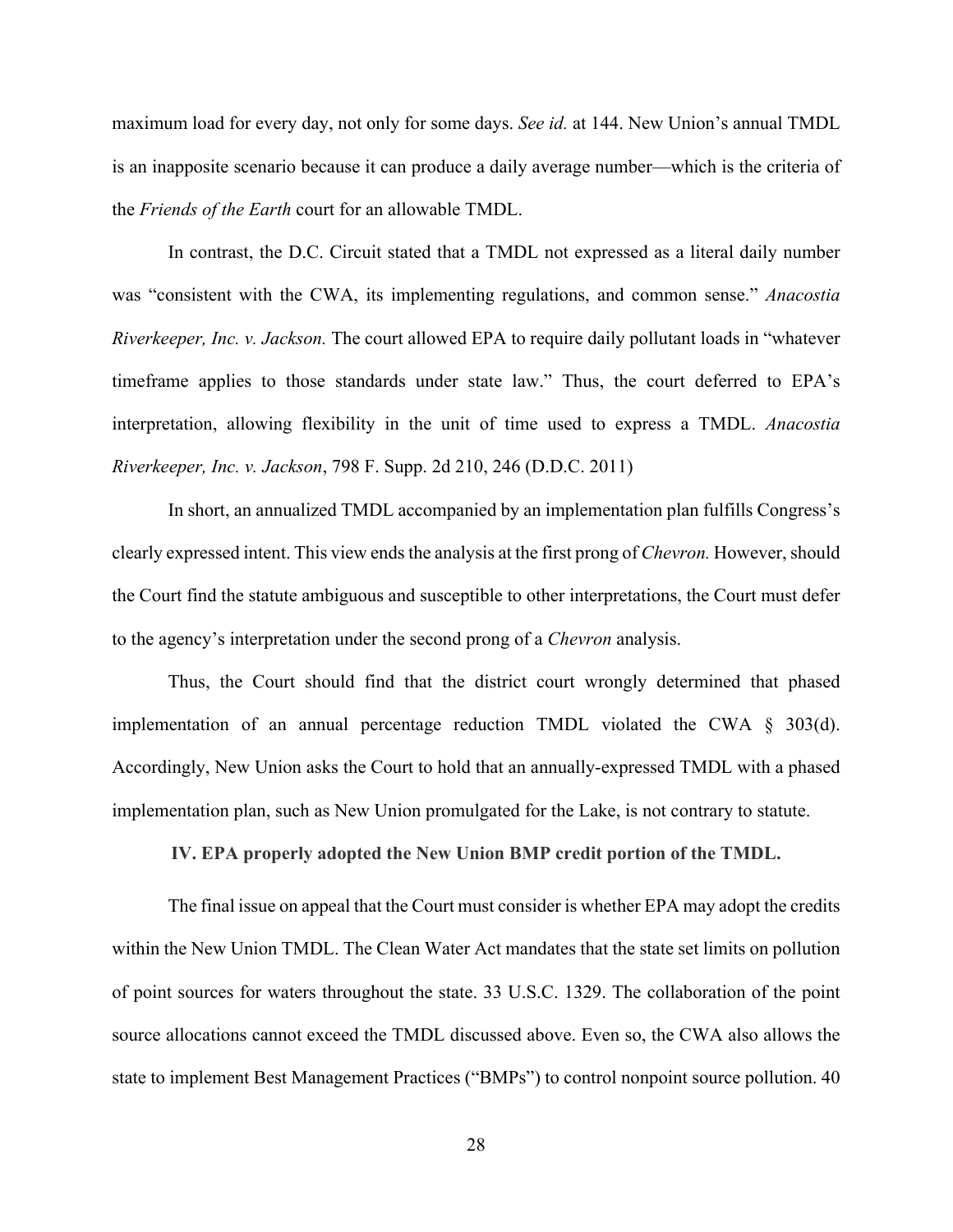maximum load for every day, not only for some days. *See id.* at 144. New Union's annual TMDL is an inapposite scenario because it can produce a daily average number—which is the criteria of the *Friends of the Earth* court for an allowable TMDL.

In contrast, the D.C. Circuit stated that a TMDL not expressed as a literal daily number was "consistent with the CWA, its implementing regulations, and common sense." *Anacostia Riverkeeper, Inc. v. Jackson.* The court allowed EPA to require daily pollutant loads in "whatever timeframe applies to those standards under state law." Thus, the court deferred to EPA's interpretation, allowing flexibility in the unit of time used to express a TMDL. *Anacostia Riverkeeper, Inc. v. Jackson*, 798 F. Supp. 2d 210, 246 (D.D.C. 2011)

In short, an annualized TMDL accompanied by an implementation plan fulfills Congress's clearly expressed intent. This view ends the analysis at the first prong of *Chevron.* However, should the Court find the statute ambiguous and susceptible to other interpretations, the Court must defer to the agency's interpretation under the second prong of a *Chevron* analysis.

Thus, the Court should find that the district court wrongly determined that phased implementation of an annual percentage reduction TMDL violated the CWA § 303(d). Accordingly, New Union asks the Court to hold that an annually-expressed TMDL with a phased implementation plan, such as New Union promulgated for the Lake, is not contrary to statute.

### IV. EPA properly adopted the New Union BMP credit portion of the TMDL.

The final issue on appeal that the Court must consider is whether EPA may adopt the credits within the New Union TMDL. The Clean Water Act mandates that the state set limits on pollution of point sources for waters throughout the state. 33 U.S.C. 1329. The collaboration of the point source allocations cannot exceed the TMDL discussed above. Even so, the CWA also allows the state to implement Best Management Practices ("BMPs") to control nonpoint source pollution. 40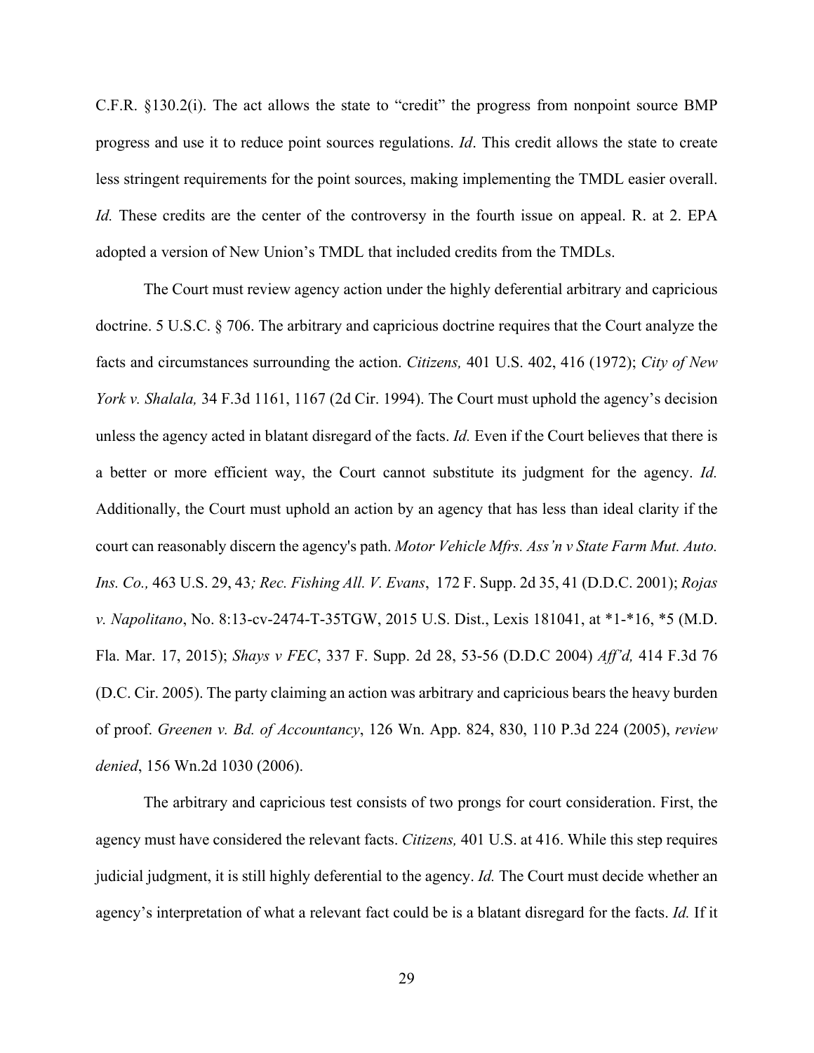C.F.R. §130.2(i). The act allows the state to "credit" the progress from nonpoint source BMP progress and use it to reduce point sources regulations. *Id*. This credit allows the state to create less stringent requirements for the point sources, making implementing the TMDL easier overall. *Id.* These credits are the center of the controversy in the fourth issue on appeal. R. at 2. EPA adopted a version of New Union's TMDL that included credits from the TMDLs.

The Court must review agency action under the highly deferential arbitrary and capricious doctrine. 5 U.S.C. § 706. The arbitrary and capricious doctrine requires that the Court analyze the facts and circumstances surrounding the action. *Citizens,* 401 U.S. 402, 416 (1972); *City of New York v. Shalala,* 34 F.3d 1161, 1167 (2d Cir. 1994). The Court must uphold the agency's decision unless the agency acted in blatant disregard of the facts. *Id.* Even if the Court believes that there is a better or more efficient way, the Court cannot substitute its judgment for the agency. *Id.* Additionally, the Court must uphold an action by an agency that has less than ideal clarity if the court can reasonably discern the agency's path. *Motor Vehicle Mfrs. Ass'n v State Farm Mut. Auto. Ins. Co.,* 463 U.S. 29, 43*; Rec. Fishing All. V. Evans*, 172 F. Supp. 2d 35, 41 (D.D.C. 2001); *Rojas v. Napolitano*, No. 8:13-cv-2474-T-35TGW, 2015 U.S. Dist., Lexis 181041, at *1-*16, *5 (M.D. Fla. Mar. 17, 2015); *Shays v FEC*, 337 F. Supp. 2d 28, 53-56 (D.D.C 2004) *Aff'd,* 414 F.3d 76 (D.C. Cir. 2005). The party claiming an action was arbitrary and capricious bears the heavy burden of proof. *Greenen v. Bd. of Accountancy*, 126 Wn. App. 824, 830, 110 P.3d 224 (2005), *review denied*, 156 Wn.2d 1030 (2006).

The arbitrary and capricious test consists of two prongs for court consideration. First, the agency must have considered the relevant facts. *Citizens,* 401 U.S. at 416. While this step requires judicial judgment, it is still highly deferential to the agency. *Id.* The Court must decide whether an agency's interpretation of what a relevant fact could be is a blatant disregard for the facts. *Id.* If it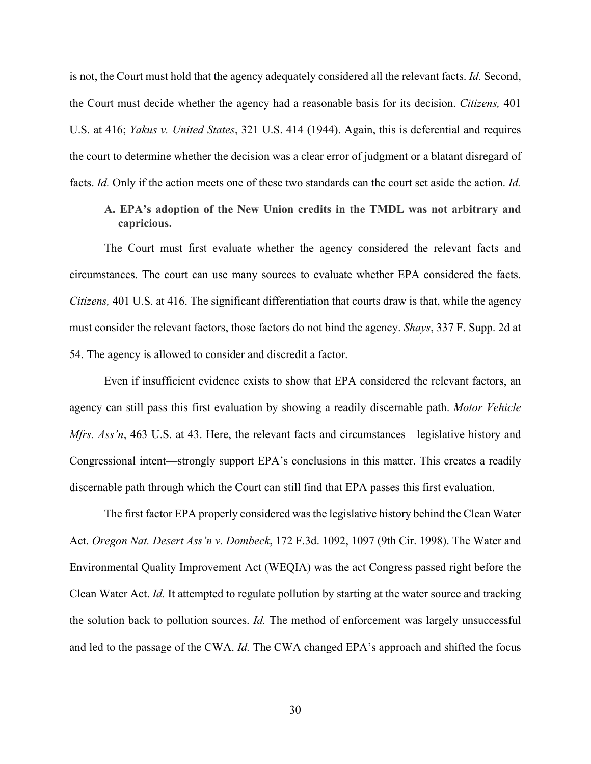is not, the Court must hold that the agency adequately considered all the relevant facts. *Id.* Second, the Court must decide whether the agency had a reasonable basis for its decision. *Citizens,* 401 U.S. at 416; *Yakus v. United States*, 321 U.S. 414 (1944). Again, this is deferential and requires the court to determine whether the decision was a clear error of judgment or a blatant disregard of facts. *Id.* Only if the action meets one of these two standards can the court set aside the action. *Id.*

### A. EPA's adoption of the New Union credits in the TMDL was not arbitrary and capricious.

The Court must first evaluate whether the agency considered the relevant facts and circumstances. The court can use many sources to evaluate whether EPA considered the facts. *Citizens,* 401 U.S. at 416. The significant differentiation that courts draw is that, while the agency must consider the relevant factors, those factors do not bind the agency. *Shays*, 337 F. Supp. 2d at 54. The agency is allowed to consider and discredit a factor.

Even if insufficient evidence exists to show that EPA considered the relevant factors, an agency can still pass this first evaluation by showing a readily discernable path. *Motor Vehicle Mfrs. Ass'n*, 463 U.S. at 43. Here, the relevant facts and circumstances—legislative history and Congressional intent—strongly support EPA's conclusions in this matter. This creates a readily discernable path through which the Court can still find that EPA passes this first evaluation.

The first factor EPA properly considered was the legislative history behind the Clean Water Act. *Oregon Nat. Desert Ass'n v. Dombeck*, 172 F.3d. 1092, 1097 (9th Cir. 1998). The Water and Environmental Quality Improvement Act (WEQIA) was the act Congress passed right before the Clean Water Act. *Id.* It attempted to regulate pollution by starting at the water source and tracking the solution back to pollution sources. *Id.* The method of enforcement was largely unsuccessful and led to the passage of the CWA. *Id.* The CWA changed EPA's approach and shifted the focus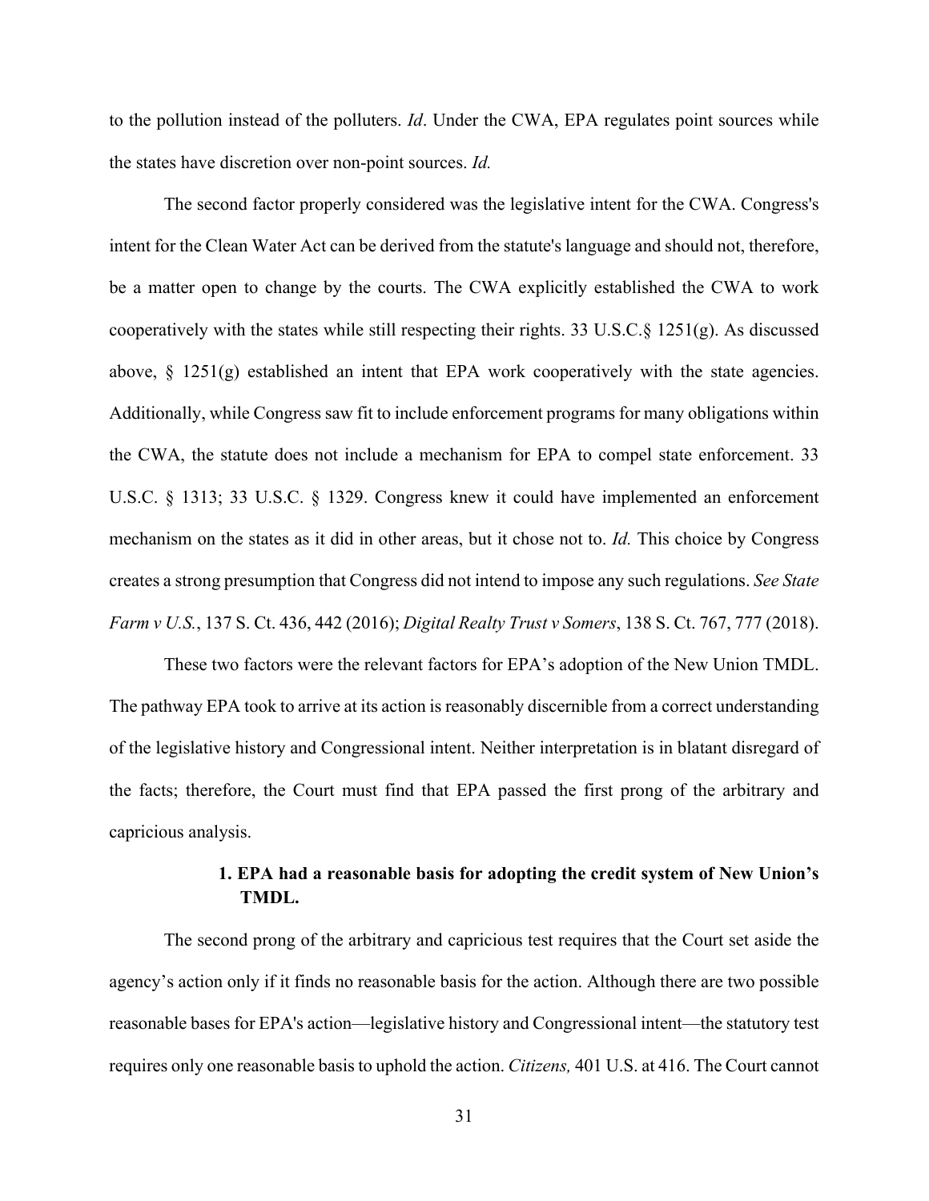to the pollution instead of the polluters. *Id*. Under the CWA, EPA regulates point sources while the states have discretion over non-point sources. *Id.*

The second factor properly considered was the legislative intent for the CWA. Congress's intent for the Clean Water Act can be derived from the statute's language and should not, therefore, be a matter open to change by the courts. The CWA explicitly established the CWA to work cooperatively with the states while still respecting their rights. 33 U.S.C.§ 1251(g). As discussed above, § 1251(g) established an intent that EPA work cooperatively with the state agencies. Additionally, while Congress saw fit to include enforcement programs for many obligations within the CWA, the statute does not include a mechanism for EPA to compel state enforcement. 33 U.S.C. § 1313; 33 U.S.C. § 1329. Congress knew it could have implemented an enforcement mechanism on the states as it did in other areas, but it chose not to. *Id.* This choice by Congress creates a strong presumption that Congress did not intend to impose any such regulations. *See State Farm v U.S.*, 137 S. Ct. 436, 442 (2016); *Digital Realty Trust v Somers*, 138 S. Ct. 767, 777 (2018).

These two factors were the relevant factors for EPA's adoption of the New Union TMDL. The pathway EPA took to arrive at its action is reasonably discernible from a correct understanding of the legislative history and Congressional intent. Neither interpretation is in blatant disregard of the facts; therefore, the Court must find that EPA passed the first prong of the arbitrary and capricious analysis.

### 1. EPA had a reasonable basis for adopting the credit system of New Union's TMDL.

The second prong of the arbitrary and capricious test requires that the Court set aside the agency's action only if it finds no reasonable basis for the action. Although there are two possible reasonable bases for EPA's action—legislative history and Congressional intent—the statutory test requires only one reasonable basis to uphold the action. *Citizens,* 401 U.S. at 416. The Court cannot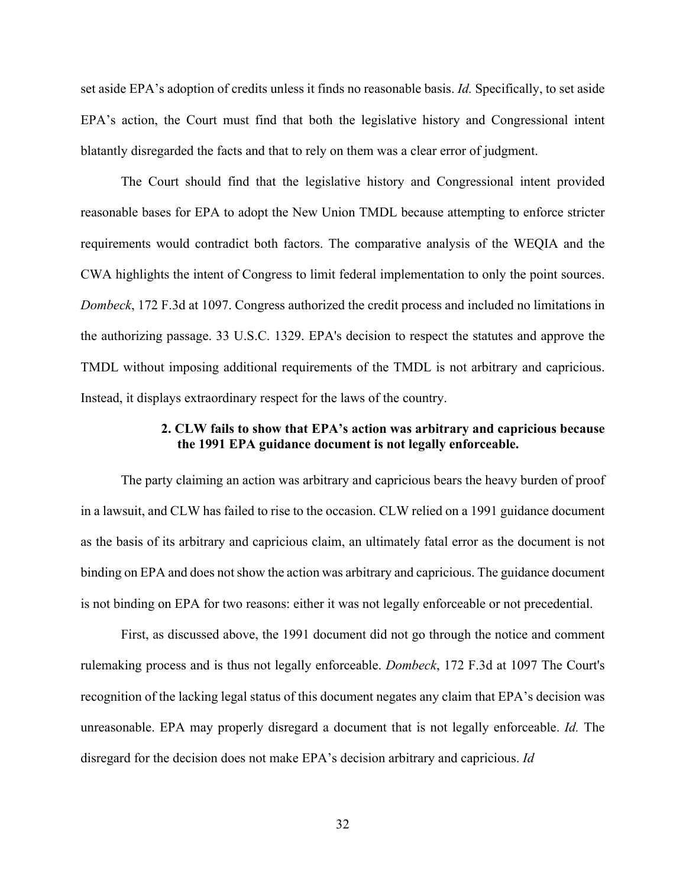set aside EPA's adoption of credits unless it finds no reasonable basis. *Id.* Specifically, to set aside EPA's action, the Court must find that both the legislative history and Congressional intent blatantly disregarded the facts and that to rely on them was a clear error of judgment.

The Court should find that the legislative history and Congressional intent provided reasonable bases for EPA to adopt the New Union TMDL because attempting to enforce stricter requirements would contradict both factors. The comparative analysis of the WEQIA and the CWA highlights the intent of Congress to limit federal implementation to only the point sources. *Dombeck*, 172 F.3d at 1097. Congress authorized the credit process and included no limitations in the authorizing passage. 33 U.S.C. 1329. EPA's decision to respect the statutes and approve the TMDL without imposing additional requirements of the TMDL is not arbitrary and capricious. Instead, it displays extraordinary respect for the laws of the country.

#### 2. CLW fails to show that EPA's action was arbitrary and capricious because the 1991 EPA guidance document is not legally enforceable.

The party claiming an action was arbitrary and capricious bears the heavy burden of proof in a lawsuit, and CLW has failed to rise to the occasion. CLW relied on a 1991 guidance document as the basis of its arbitrary and capricious claim, an ultimately fatal error as the document is not binding on EPA and does not show the action was arbitrary and capricious. The guidance document is not binding on EPA for two reasons: either it was not legally enforceable or not precedential.

First, as discussed above, the 1991 document did not go through the notice and comment rulemaking process and is thus not legally enforceable. *Dombeck*, 172 F.3d at 1097 The Court's recognition of the lacking legal status of this document negates any claim that EPA's decision was unreasonable. EPA may properly disregard a document that is not legally enforceable. *Id.* The disregard for the decision does not make EPA's decision arbitrary and capricious. *Id*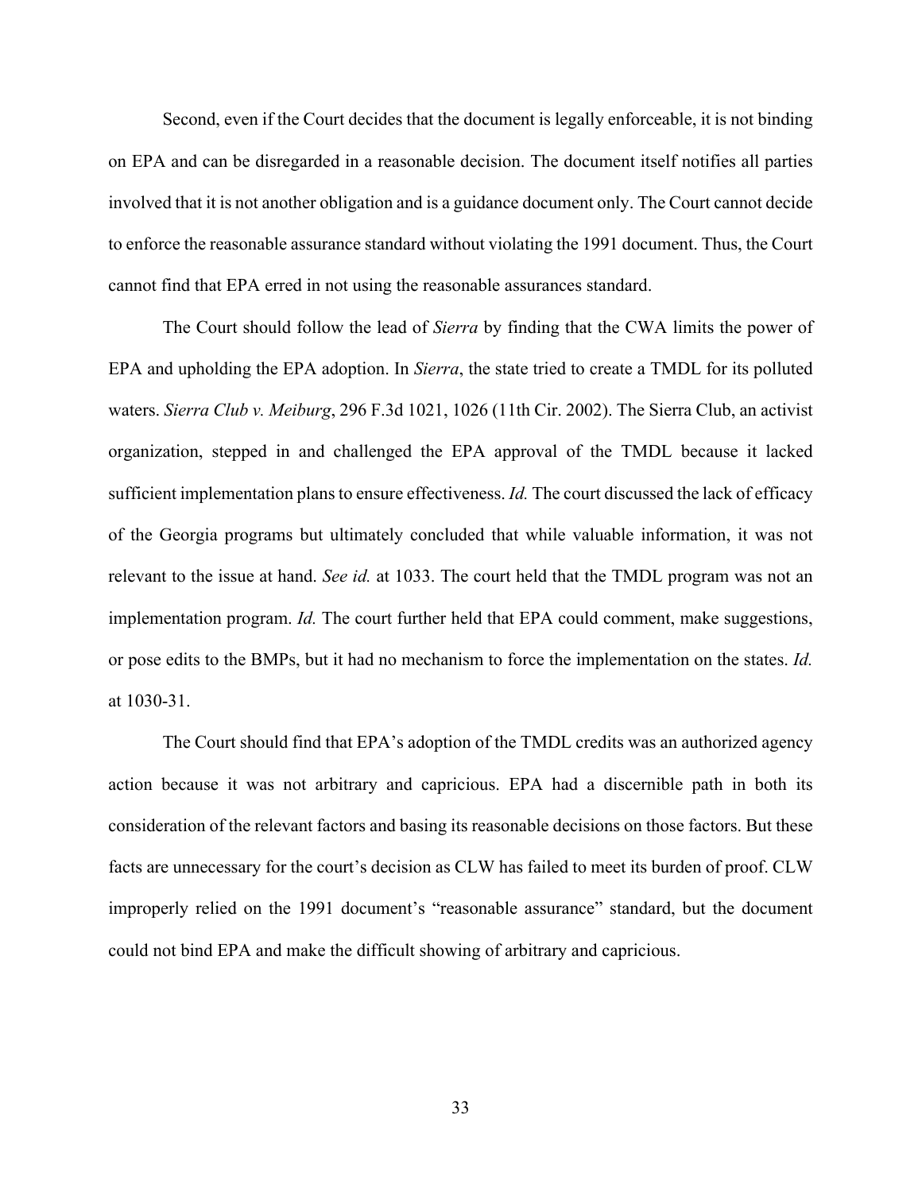Second, even if the Court decides that the document is legally enforceable, it is not binding on EPA and can be disregarded in a reasonable decision. The document itself notifies all parties involved that it is not another obligation and is a guidance document only. The Court cannot decide to enforce the reasonable assurance standard without violating the 1991 document. Thus, the Court cannot find that EPA erred in not using the reasonable assurances standard.

The Court should follow the lead of *Sierra* by finding that the CWA limits the power of EPA and upholding the EPA adoption. In *Sierra*, the state tried to create a TMDL for its polluted waters. *Sierra Club v. Meiburg*, 296 F.3d 1021, 1026 (11th Cir. 2002). The Sierra Club, an activist organization, stepped in and challenged the EPA approval of the TMDL because it lacked sufficient implementation plans to ensure effectiveness. *Id.* The court discussed the lack of efficacy of the Georgia programs but ultimately concluded that while valuable information, it was not relevant to the issue at hand. *See id.* at 1033. The court held that the TMDL program was not an implementation program. *Id.* The court further held that EPA could comment, make suggestions, or pose edits to the BMPs, but it had no mechanism to force the implementation on the states. *Id.* at 1030-31.

The Court should find that EPA's adoption of the TMDL credits was an authorized agency action because it was not arbitrary and capricious. EPA had a discernible path in both its consideration of the relevant factors and basing its reasonable decisions on those factors. But these facts are unnecessary for the court's decision as CLW has failed to meet its burden of proof. CLW improperly relied on the 1991 document's "reasonable assurance" standard, but the document could not bind EPA and make the difficult showing of arbitrary and capricious.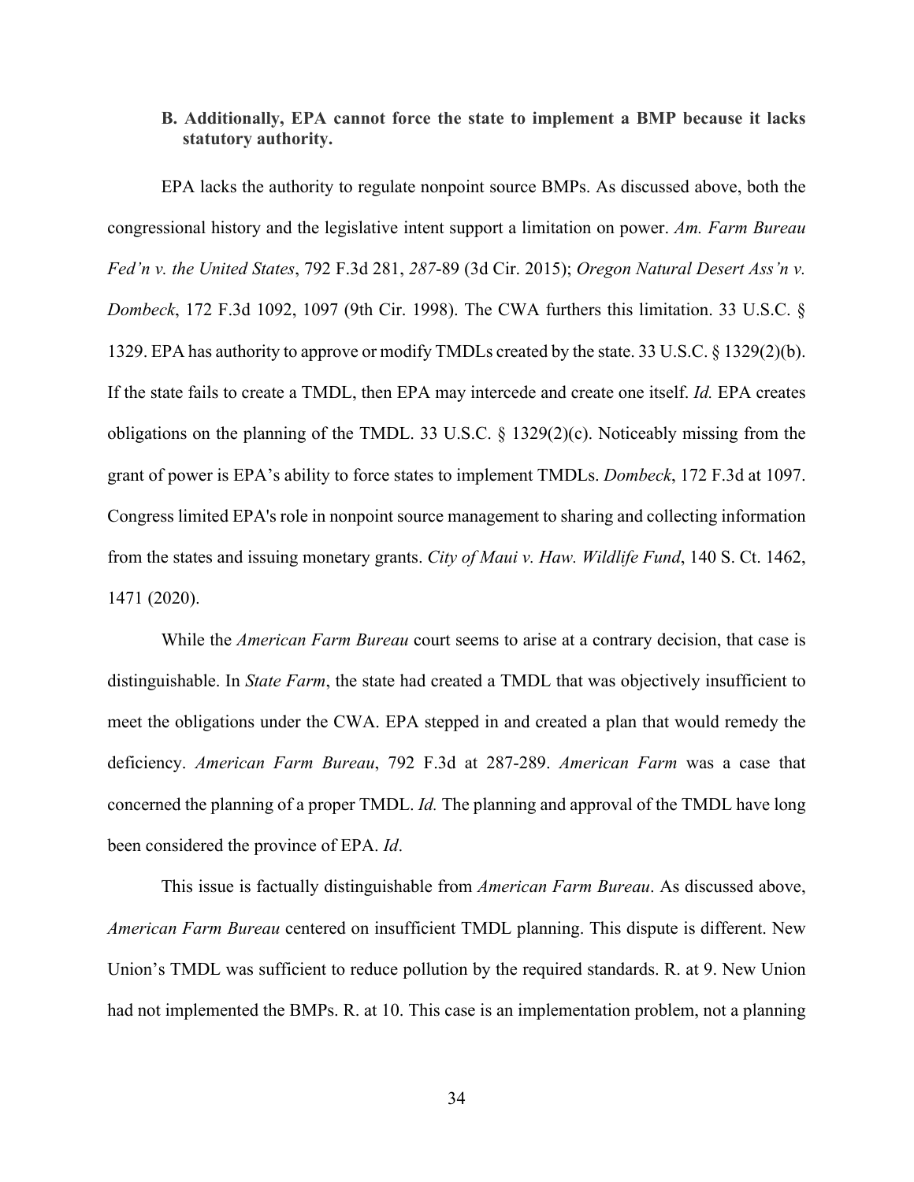### B. Additionally, EPA cannot force the state to implement a BMP because it lacks statutory authority.

EPA lacks the authority to regulate nonpoint source BMPs. As discussed above, both the congressional history and the legislative intent support a limitation on power. *Am. Farm Bureau Fed'n v. the United States*, 792 F.3d 281, *287*-89 (3d Cir. 2015); *Oregon Natural Desert Ass'n v. Dombeck*, 172 F.3d 1092, 1097 (9th Cir. 1998). The CWA furthers this limitation. 33 U.S.C. § 1329. EPA has authority to approve or modify TMDLs created by the state. 33 U.S.C. § 1329(2)(b). If the state fails to create a TMDL, then EPA may intercede and create one itself. *Id.* EPA creates obligations on the planning of the TMDL. 33 U.S.C. § 1329(2)(c). Noticeably missing from the grant of power is EPA's ability to force states to implement TMDLs. *Dombeck*, 172 F.3d at 1097. Congress limited EPA's role in nonpoint source management to sharing and collecting information from the states and issuing monetary grants. *City of Maui v. Haw. Wildlife Fund*, 140 S. Ct. 1462, 1471 (2020).

While the *American Farm Bureau* court seems to arise at a contrary decision, that case is distinguishable. In *State Farm*, the state had created a TMDL that was objectively insufficient to meet the obligations under the CWA. EPA stepped in and created a plan that would remedy the deficiency. *American Farm Bureau*, 792 F.3d at 287-289. *American Farm* was a case that concerned the planning of a proper TMDL. *Id.* The planning and approval of the TMDL have long been considered the province of EPA. *Id*.

This issue is factually distinguishable from *American Farm Bureau*. As discussed above, *American Farm Bureau* centered on insufficient TMDL planning. This dispute is different. New Union's TMDL was sufficient to reduce pollution by the required standards. R. at 9. New Union had not implemented the BMPs. R. at 10. This case is an implementation problem, not a planning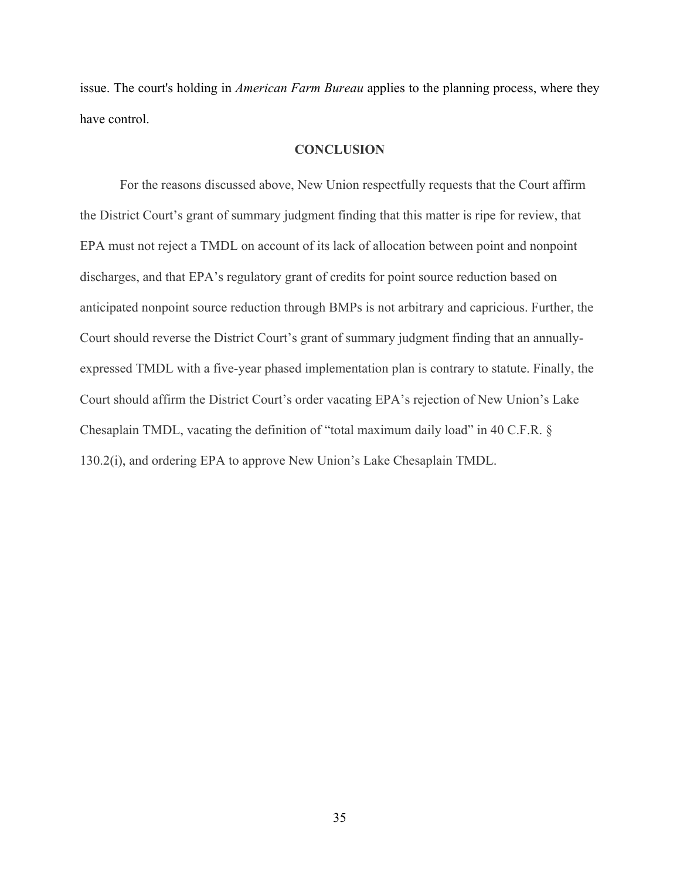issue. The court's holding in *American Farm Bureau* applies to the planning process, where they have control.

## CONCLUSION

For the reasons discussed above, New Union respectfully requests that the Court affirm the District Court's grant of summary judgment finding that this matter is ripe for review, that EPA must not reject a TMDL on account of its lack of allocation between point and nonpoint discharges, and that EPA's regulatory grant of credits for point source reduction based on anticipated nonpoint source reduction through BMPs is not arbitrary and capricious. Further, the Court should reverse the District Court's grant of summary judgment finding that an annually-expressed TMDL with a five-year phased implementation plan is contrary to statute. Finally, the Court should affirm the District Court's order vacating EPA's rejection of New Union's Lake Chesaplain TMDL, vacating the definition of "total maximum daily load" in 40 C.F.R. § 130.2(i), and ordering EPA to approve New Union's Lake Chesaplain TMDL.